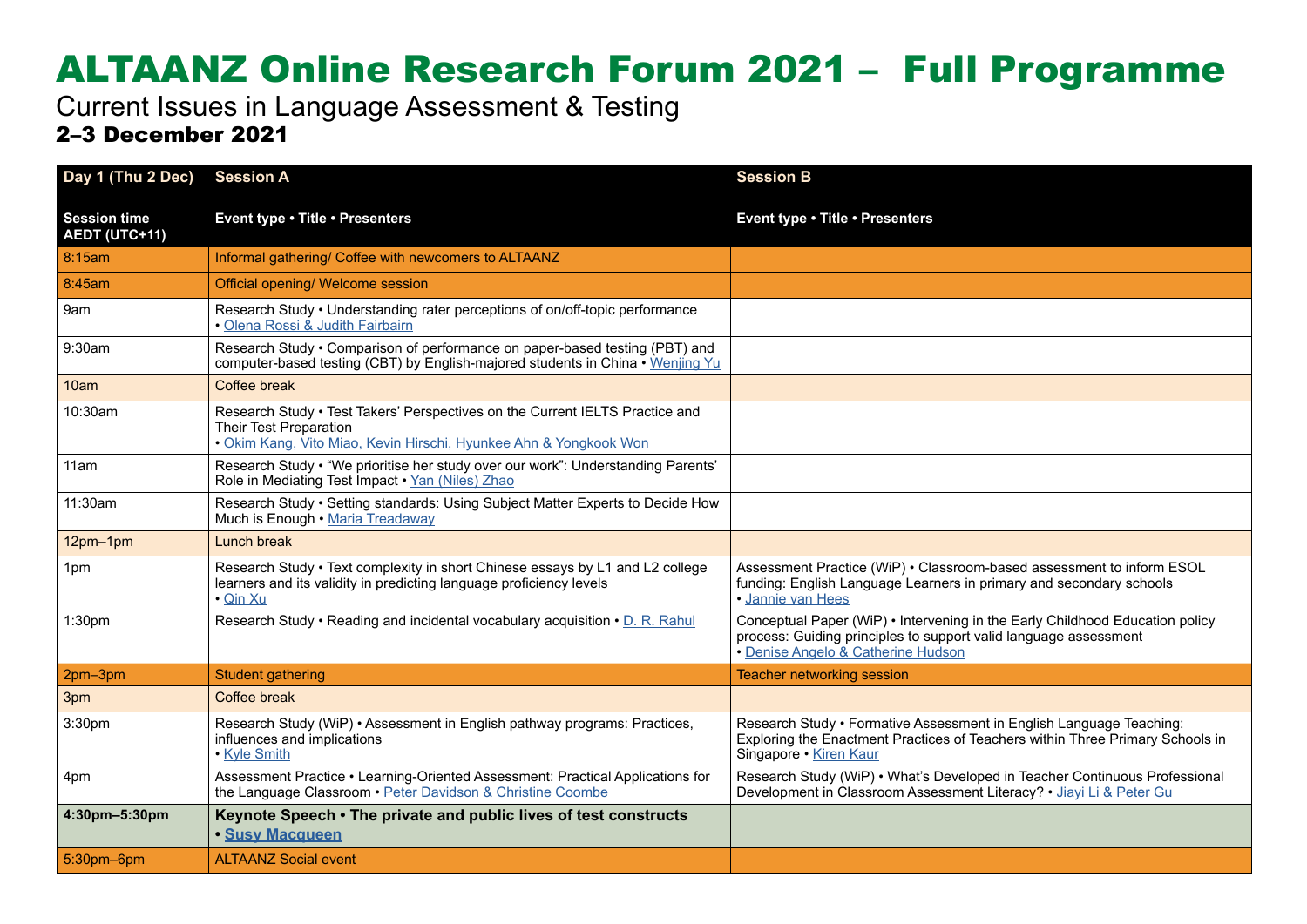# ALTAANZ Online Research Forum 2021 – Full Programme

Current Issues in Language Assessment & Testing

**2–3 December 2021**

| Day 1 (Thu 2 Dec) | Session A | Session B |
|---|---|---|
| **Session time AEDT (UTC+11)** | **Event type • Title • Presenters** | **Event type • Title • Presenters** |
| 8:15am | Informal gathering/ Coffee with newcomers to ALTAANZ | |
| 8:45am | Official opening/ Welcome session | |
| 9am | Research Study • Understanding rater perceptions of on/off-topic performance • Olena Rossi & Judith Fairbairn | |
| 9:30am | Research Study • Comparison of performance on paper-based testing (PBT) and computer-based testing (CBT) by English-majored students in China • Wenjing Yu | |
| 10am | Coffee break | |
| 10:30am | Research Study • Test Takers' Perspectives on the Current IELTS Practice and Their Test Preparation • Okim Kang, Vito Miao, Kevin Hirschi, Hyunkee Ahn & Yongkook Won | |
| 11am | Research Study • "We prioritise her study over our work": Understanding Parents' Role in Mediating Test Impact • Yan (Niles) Zhao | |
| 11:30am | Research Study • Setting standards: Using Subject Matter Experts to Decide How Much is Enough • Maria Treadaway | |
| 12pm–1pm | Lunch break | |
| 1pm | Research Study • Text complexity in short Chinese essays by L1 and L2 college learners and its validity in predicting language proficiency levels • Qin Xu | Assessment Practice (WiP) • Classroom-based assessment to inform ESOL funding: English Language Learners in primary and secondary schools • Jannie van Hees |
| 1:30pm | Research Study • Reading and incidental vocabulary acquisition • D. R. Rahul | Conceptual Paper (WiP) • Intervening in the Early Childhood Education policy process: Guiding principles to support valid language assessment • Denise Angelo & Catherine Hudson |
| 2pm–3pm | Student gathering | Teacher networking session |
| 3pm | Coffee break | |
| 3:30pm | Research Study (WiP) • Assessment in English pathway programs: Practices, influences and implications • Kyle Smith | Research Study • Formative Assessment in English Language Teaching: Exploring the Enactment Practices of Teachers within Three Primary Schools in Singapore • Kiren Kaur |
| 4pm | Assessment Practice • Learning-Oriented Assessment: Practical Applications for the Language Classroom • Peter Davidson & Christine Coombe | Research Study (WiP) • What's Developed in Teacher Continuous Professional Development in Classroom Assessment Literacy? • Jiayi Li & Peter Gu |
| **4:30pm–5:30pm** | **Keynote Speech • The private and public lives of test constructs • Susy Macqueen** | |
| 5:30pm–6pm | ALTAANZ Social event | |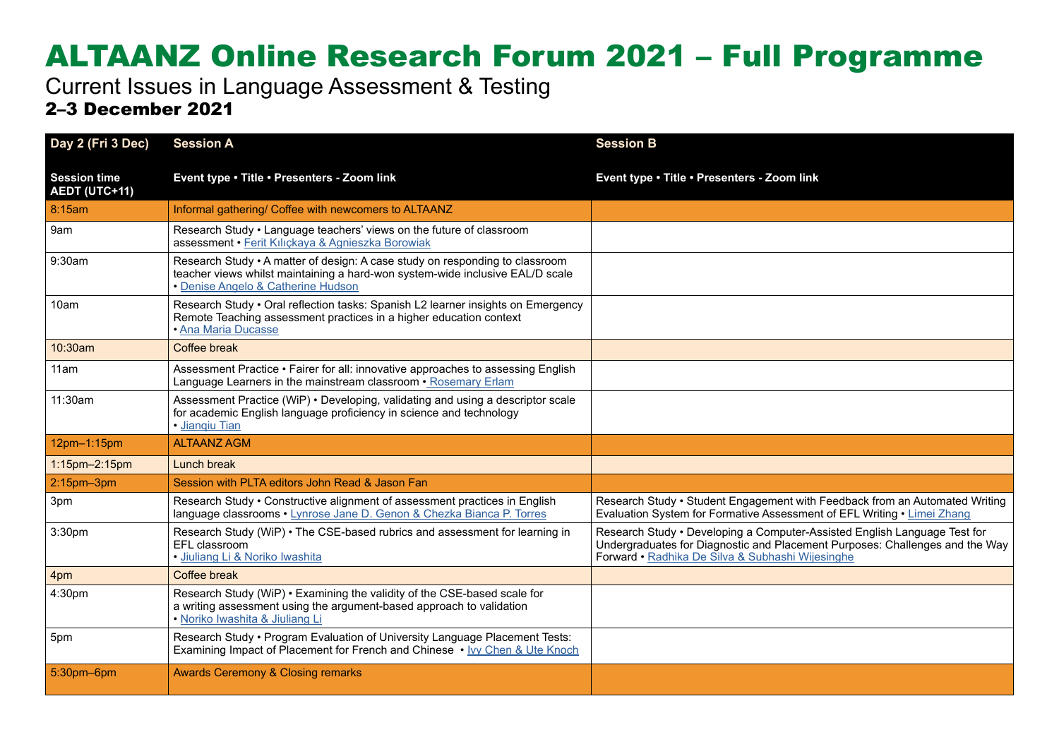# ALTAANZ Online Research Forum 2021 – Full Programme

Current Issues in Language Assessment & Testing

**2–3 December 2021**

| Day 2 (Fri 3 Dec) | Session A | Session B |
|---|---|---|
| **Session time AEDT (UTC+11)** | **Event type • Title • Presenters - Zoom link** | **Event type • Title • Presenters - Zoom link** |
| 8:15am | Informal gathering/ Coffee with newcomers to ALTAANZ | |
| 9am | Research Study • Language teachers' views on the future of classroom assessment • Ferit Kılıçkaya & Agnieszka Borowiak | |
| 9:30am | Research Study • A matter of design: A case study on responding to classroom teacher views whilst maintaining a hard-won system-wide inclusive EAL/D scale • Denise Angelo & Catherine Hudson | |
| 10am | Research Study • Oral reflection tasks: Spanish L2 learner insights on Emergency Remote Teaching assessment practices in a higher education context • Ana Maria Ducasse | |
| 10:30am | Coffee break | |
| 11am | Assessment Practice • Fairer for all: innovative approaches to assessing English Language Learners in the mainstream classroom • Rosemary Erlam | |
| 11:30am | Assessment Practice (WiP) • Developing, validating and using a descriptor scale for academic English language proficiency in science and technology • Jianqiu Tian | |
| 12pm–1:15pm | ALTAANZ AGM | |
| 1:15pm–2:15pm | Lunch break | |
| 2:15pm–3pm | Session with PLTA editors John Read & Jason Fan | |
| 3pm | Research Study • Constructive alignment of assessment practices in English language classrooms • Lynrose Jane D. Genon & Chezka Bianca P. Torres | Research Study • Student Engagement with Feedback from an Automated Writing Evaluation System for Formative Assessment of EFL Writing • Limei Zhang |
| 3:30pm | Research Study (WiP) • The CSE-based rubrics and assessment for learning in EFL classroom • Jiuliang Li & Noriko Iwashita | Research Study • Developing a Computer-Assisted English Language Test for Undergraduates for Diagnostic and Placement Purposes: Challenges and the Way Forward • Radhika De Silva & Subhashi Wijesinghe |
| 4pm | Coffee break | |
| 4:30pm | Research Study (WiP) • Examining the validity of the CSE-based scale for a writing assessment using the argument-based approach to validation • Noriko Iwashita & Jiuliang Li | |
| 5pm | Research Study • Program Evaluation of University Language Placement Tests: Examining Impact of Placement for French and Chinese • Ivy Chen & Ute Knoch | |
| 5:30pm–6pm | Awards Ceremony & Closing remarks | |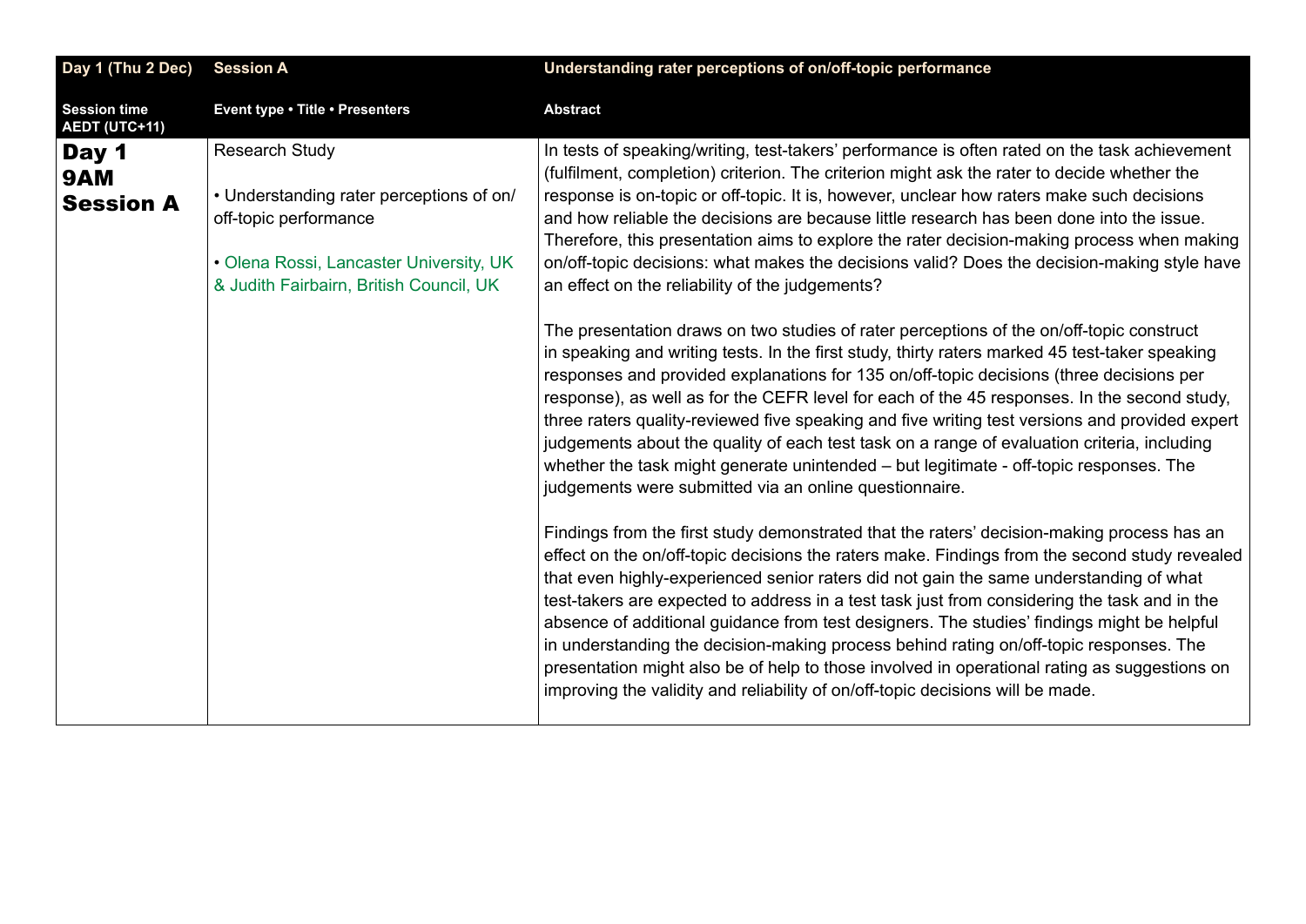| Day 1 (Thu 2 Dec) | Session A | Understanding rater perceptions of on/off-topic performance |
|---|---|---|
| **Session time AEDT (UTC+11)** | **Event type • Title • Presenters** | **Abstract** |
| **Day 1 9AM Session A** | Research Study<br><br>• Understanding rater perceptions of on/off-topic performance<br><br>• Olena Rossi, Lancaster University, UK & Judith Fairbairn, British Council, UK | In tests of speaking/writing, test-takers' performance is often rated on the task achievement (fulfilment, completion) criterion. The criterion might ask the rater to decide whether the response is on-topic or off-topic. It is, however, unclear how raters make such decisions and how reliable the decisions are because little research has been done into the issue. Therefore, this presentation aims to explore the rater decision-making process when making on/off-topic decisions: what makes the decisions valid? Does the decision-making style have an effect on the reliability of the judgements?<br><br>The presentation draws on two studies of rater perceptions of the on/off-topic construct in speaking and writing tests. In the first study, thirty raters marked 45 test-taker speaking responses and provided explanations for 135 on/off-topic decisions (three decisions per response), as well as for the CEFR level for each of the 45 responses. In the second study, three raters quality-reviewed five speaking and five writing test versions and provided expert judgements about the quality of each test task on a range of evaluation criteria, including whether the task might generate unintended – but legitimate - off-topic responses. The judgements were submitted via an online questionnaire.<br><br>Findings from the first study demonstrated that the raters' decision-making process has an effect on the on/off-topic decisions the raters make. Findings from the second study revealed that even highly-experienced senior raters did not gain the same understanding of what test-takers are expected to address in a test task just from considering the task and in the absence of additional guidance from test designers. The studies' findings might be helpful in understanding the decision-making process behind rating on/off-topic responses. The presentation might also be of help to those involved in operational rating as suggestions on improving the validity and reliability of on/off-topic decisions will be made. |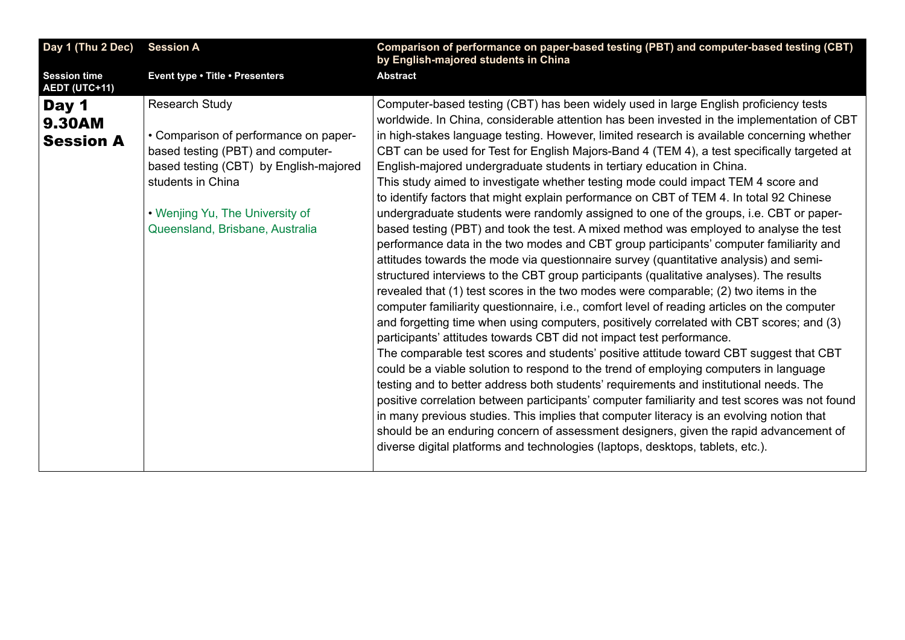| Day 1 (Thu 2 Dec) | Session A | Comparison of performance on paper-based testing (PBT) and computer-based testing (CBT) by English-majored students in China |
|---|---|---|
| **Session time AEDT (UTC+11)** | **Event type • Title • Presenters** | **Abstract** |
| **Day 1 9.30AM Session A** | Research Study<br><br>• Comparison of performance on paper-based testing (PBT) and computer-based testing (CBT) by English-majored students in China<br><br>• Wenjing Yu, The University of Queensland, Brisbane, Australia | Computer-based testing (CBT) has been widely used in large English proficiency tests worldwide. In China, considerable attention has been invested in the implementation of CBT in high-stakes language testing. However, limited research is available concerning whether CBT can be used for Test for English Majors-Band 4 (TEM 4), a test specifically targeted at English-majored undergraduate students in tertiary education in China.<br>This study aimed to investigate whether testing mode could impact TEM 4 score and to identify factors that might explain performance on CBT of TEM 4. In total 92 Chinese undergraduate students were randomly assigned to one of the groups, i.e. CBT or paper-based testing (PBT) and took the test. A mixed method was employed to analyse the test performance data in the two modes and CBT group participants' computer familiarity and attitudes towards the mode via questionnaire survey (quantitative analysis) and semi-structured interviews to the CBT group participants (qualitative analyses). The results revealed that (1) test scores in the two modes were comparable; (2) two items in the computer familiarity questionnaire, i.e., comfort level of reading articles on the computer and forgetting time when using computers, positively correlated with CBT scores; and (3) participants' attitudes towards CBT did not impact test performance.<br>The comparable test scores and students' positive attitude toward CBT suggest that CBT could be a viable solution to respond to the trend of employing computers in language testing and to better address both students' requirements and institutional needs. The positive correlation between participants' computer familiarity and test scores was not found in many previous studies. This implies that computer literacy is an evolving notion that should be an enduring concern of assessment designers, given the rapid advancement of diverse digital platforms and technologies (laptops, desktops, tablets, etc.). |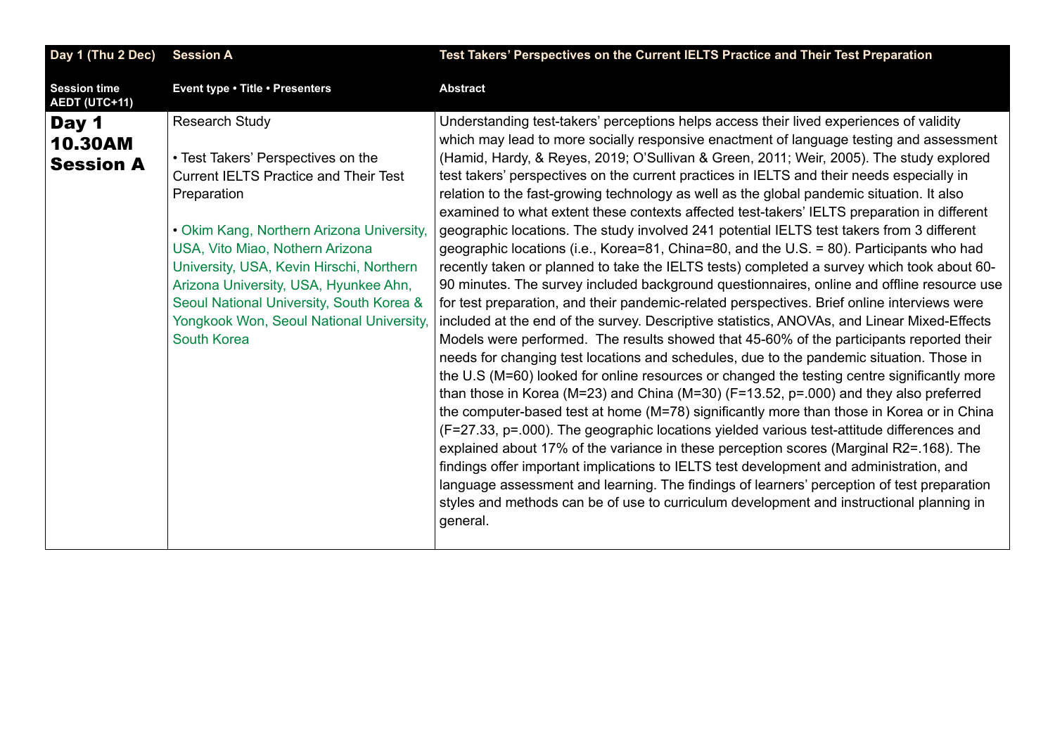| Day 1 (Thu 2 Dec) | Session A | Test Takers' Perspectives on the Current IELTS Practice and Their Test Preparation |
|---|---|---|
| **Session time AEDT (UTC+11)** | **Event type • Title • Presenters** | **Abstract** |
| **Day 1 10.30AM Session A** | Research Study<br><br>• Test Takers' Perspectives on the Current IELTS Practice and Their Test Preparation<br><br>• Okim Kang, Northern Arizona University, USA, Vito Miao, Northern Arizona University, USA, Kevin Hirschi, Northern Arizona University, USA, Hyunkee Ahn, Seoul National University, South Korea & Yongkook Won, Seoul National University, South Korea | Understanding test-takers' perceptions helps access their lived experiences of validity which may lead to more socially responsive enactment of language testing and assessment (Hamid, Hardy, & Reyes, 2019; O'Sullivan & Green, 2011; Weir, 2005). The study explored test takers' perspectives on the current practices in IELTS and their needs especially in relation to the fast-growing technology as well as the global pandemic situation. It also examined to what extent these contexts affected test-takers' IELTS preparation in different geographic locations. The study involved 241 potential IELTS test takers from 3 different geographic locations (i.e., Korea=81, China=80, and the U.S. = 80). Participants who had recently taken or planned to take the IELTS tests) completed a survey which took about 60-90 minutes. The survey included background questionnaires, online and offline resource use for test preparation, and their pandemic-related perspectives. Brief online interviews were included at the end of the survey. Descriptive statistics, ANOVAs, and Linear Mixed-Effects Models were performed. The results showed that 45-60% of the participants reported their needs for changing test locations and schedules, due to the pandemic situation. Those in the U.S (M=60) looked for online resources or changed the testing centre significantly more than those in Korea (M=23) and China (M=30) (F=13.52, p=.000) and they also preferred the computer-based test at home (M=78) significantly more than those in Korea or in China (F=27.33, p=.000). The geographic locations yielded various test-attitude differences and explained about 17% of the variance in these perception scores (Marginal R2=.168). The findings offer important implications to IELTS test development and administration, and language assessment and learning. The findings of learners' perception of test preparation styles and methods can be of use to curriculum development and instructional planning in general. |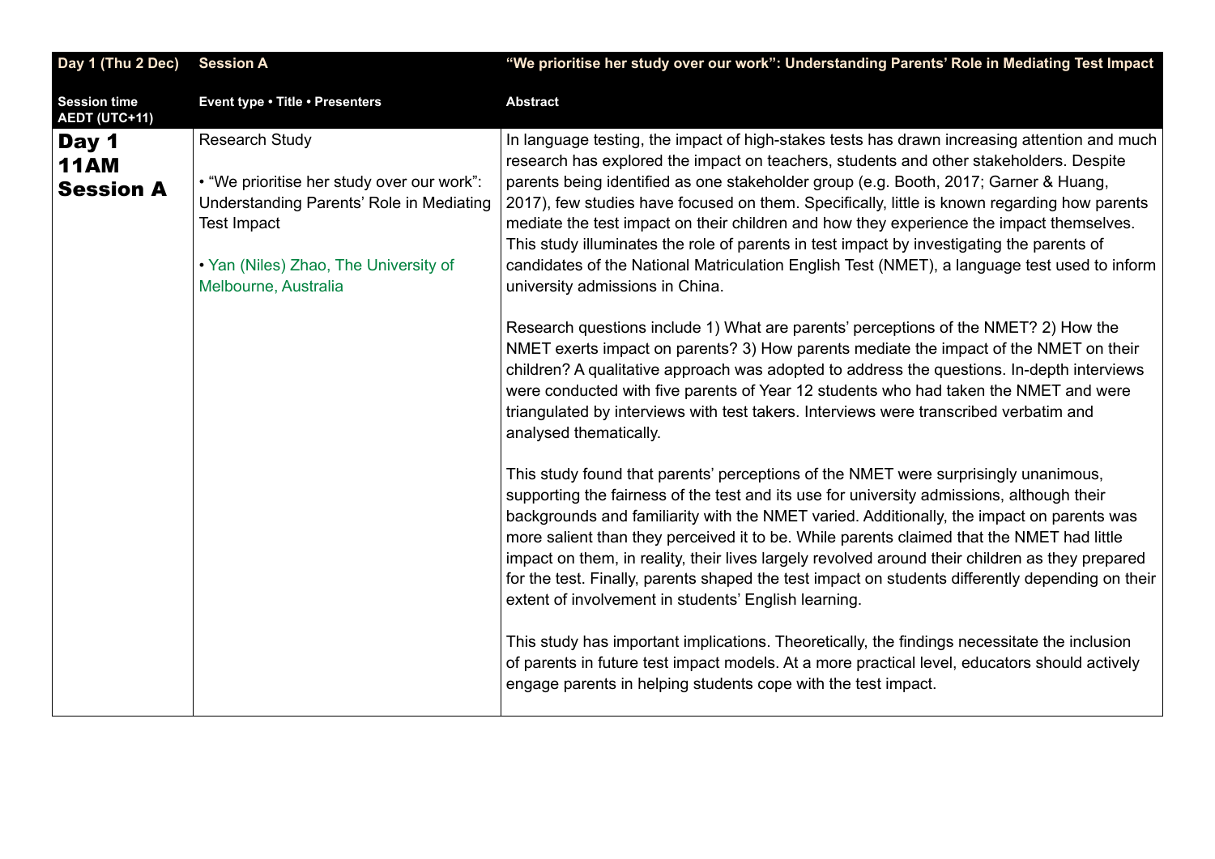| Day 1 (Thu 2 Dec) | Session A | "We prioritise her study over our work": Understanding Parents' Role in Mediating Test Impact |
| --- | --- | --- |
| **Session time AEDT (UTC+11)** | **Event type • Title • Presenters** | **Abstract** |
| **Day 1 11AM Session A** | Research Study<br><br>• "We prioritise her study over our work": Understanding Parents' Role in Mediating Test Impact<br><br>• Yan (Niles) Zhao, The University of Melbourne, Australia | In language testing, the impact of high-stakes tests has drawn increasing attention and much research has explored the impact on teachers, students and other stakeholders. Despite parents being identified as one stakeholder group (e.g. Booth, 2017; Garner & Huang, 2017), few studies have focused on them. Specifically, little is known regarding how parents mediate the test impact on their children and how they experience the impact themselves. This study illuminates the role of parents in test impact by investigating the parents of candidates of the National Matriculation English Test (NMET), a language test used to inform university admissions in China.<br><br>Research questions include 1) What are parents' perceptions of the NMET? 2) How the NMET exerts impact on parents? 3) How parents mediate the impact of the NMET on their children? A qualitative approach was adopted to address the questions. In-depth interviews were conducted with five parents of Year 12 students who had taken the NMET and were triangulated by interviews with test takers. Interviews were transcribed verbatim and analysed thematically.<br><br>This study found that parents' perceptions of the NMET were surprisingly unanimous, supporting the fairness of the test and its use for university admissions, although their backgrounds and familiarity with the NMET varied. Additionally, the impact on parents was more salient than they perceived it to be. While parents claimed that the NMET had little impact on them, in reality, their lives largely revolved around their children as they prepared for the test. Finally, parents shaped the test impact on students differently depending on their extent of involvement in students' English learning.<br><br>This study has important implications. Theoretically, the findings necessitate the inclusion of parents in future test impact models. At a more practical level, educators should actively engage parents in helping students cope with the test impact. |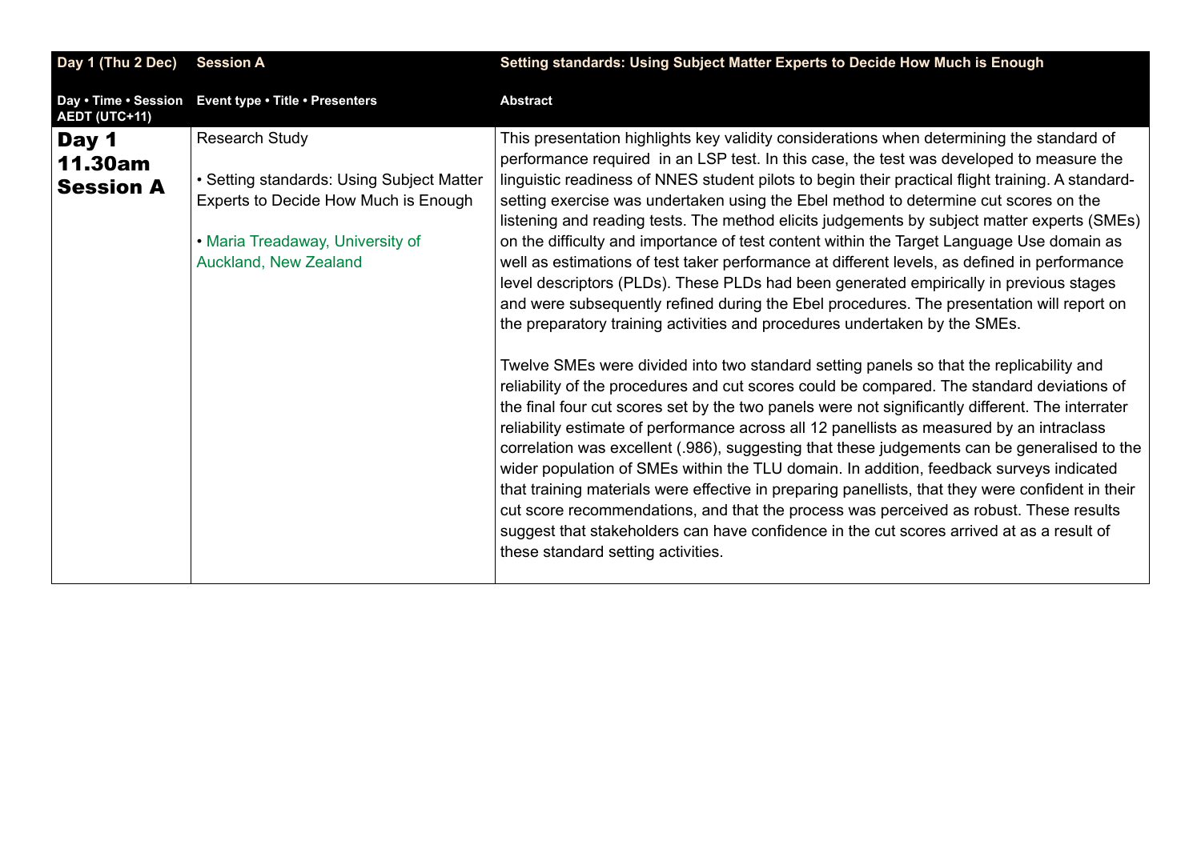| Day 1 (Thu 2 Dec) | Session A | Setting standards: Using Subject Matter Experts to Decide How Much is Enough |
|---|---|---|
| **Day • Time • Session AEDT (UTC+11)** | **Event type • Title • Presenters** | **Abstract** |
| **Day 1 11.30am Session A** | Research Study<br><br>• Setting standards: Using Subject Matter Experts to Decide How Much is Enough<br><br>• Maria Treadaway, University of Auckland, New Zealand | This presentation highlights key validity considerations when determining the standard of performance required in an LSP test. In this case, the test was developed to measure the linguistic readiness of NNES student pilots to begin their practical flight training. A standard-setting exercise was undertaken using the Ebel method to determine cut scores on the listening and reading tests. The method elicits judgements by subject matter experts (SMEs) on the difficulty and importance of test content within the Target Language Use domain as well as estimations of test taker performance at different levels, as defined in performance level descriptors (PLDs). These PLDs had been generated empirically in previous stages and were subsequently refined during the Ebel procedures. The presentation will report on the preparatory training activities and procedures undertaken by the SMEs.<br><br>Twelve SMEs were divided into two standard setting panels so that the replicability and reliability of the procedures and cut scores could be compared. The standard deviations of the final four cut scores set by the two panels were not significantly different. The interrater reliability estimate of performance across all 12 panellists as measured by an intraclass correlation was excellent (.986), suggesting that these judgements can be generalised to the wider population of SMEs within the TLU domain. In addition, feedback surveys indicated that training materials were effective in preparing panellists, that they were confident in their cut score recommendations, and that the process was perceived as robust. These results suggest that stakeholders can have confidence in the cut scores arrived at as a result of these standard setting activities. |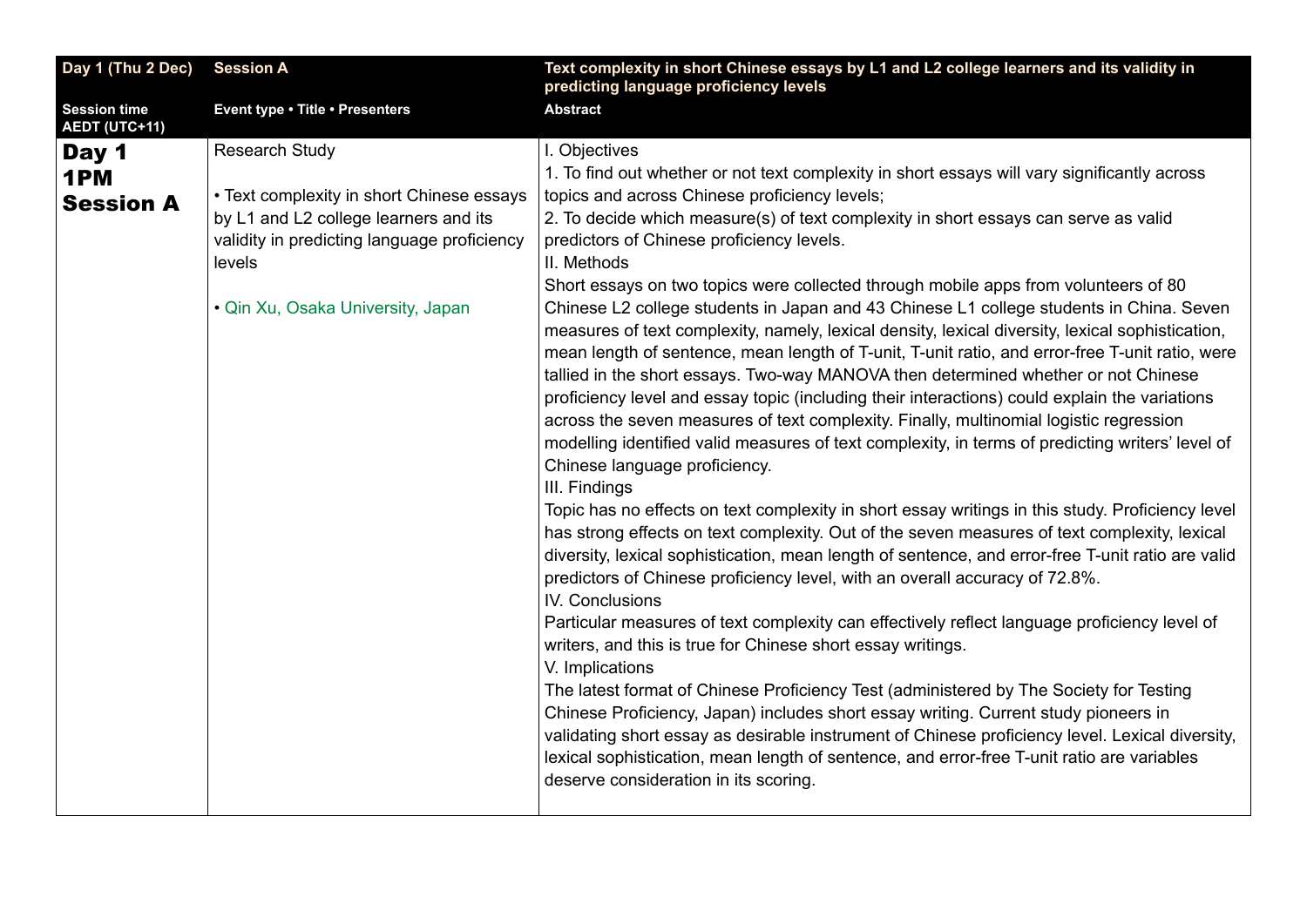| Day 1 (Thu 2 Dec) | Session A | Text complexity in short Chinese essays by L1 and L2 college learners and its validity in predicting language proficiency levels |
|---|---|---|
| **Session time AEDT (UTC+11)** | **Event type • Title • Presenters** | **Abstract** |
| **Day 1 1PM Session A** | Research Study<br><br>• Text complexity in short Chinese essays by L1 and L2 college learners and its validity in predicting language proficiency levels<br><br>• Qin Xu, Osaka University, Japan | I. Objectives<br>1. To find out whether or not text complexity in short essays will vary significantly across topics and across Chinese proficiency levels;<br>2. To decide which measure(s) of text complexity in short essays can serve as valid predictors of Chinese proficiency levels.<br>II. Methods<br>Short essays on two topics were collected through mobile apps from volunteers of 80 Chinese L2 college students in Japan and 43 Chinese L1 college students in China. Seven measures of text complexity, namely, lexical density, lexical diversity, lexical sophistication, mean length of sentence, mean length of T-unit, T-unit ratio, and error-free T-unit ratio, were tallied in the short essays. Two-way MANOVA then determined whether or not Chinese proficiency level and essay topic (including their interactions) could explain the variations across the seven measures of text complexity. Finally, multinomial logistic regression modelling identified valid measures of text complexity, in terms of predicting writers' level of Chinese language proficiency.<br>III. Findings<br>Topic has no effects on text complexity in short essay writings in this study. Proficiency level has strong effects on text complexity. Out of the seven measures of text complexity, lexical diversity, lexical sophistication, mean length of sentence, and error-free T-unit ratio are valid predictors of Chinese proficiency level, with an overall accuracy of 72.8%.<br>IV. Conclusions<br>Particular measures of text complexity can effectively reflect language proficiency level of writers, and this is true for Chinese short essay writings.<br>V. Implications<br>The latest format of Chinese Proficiency Test (administered by The Society for Testing Chinese Proficiency, Japan) includes short essay writing. Current study pioneers in validating short essay as desirable instrument of Chinese proficiency level. Lexical diversity, lexical sophistication, mean length of sentence, and error-free T-unit ratio are variables deserve consideration in its scoring. |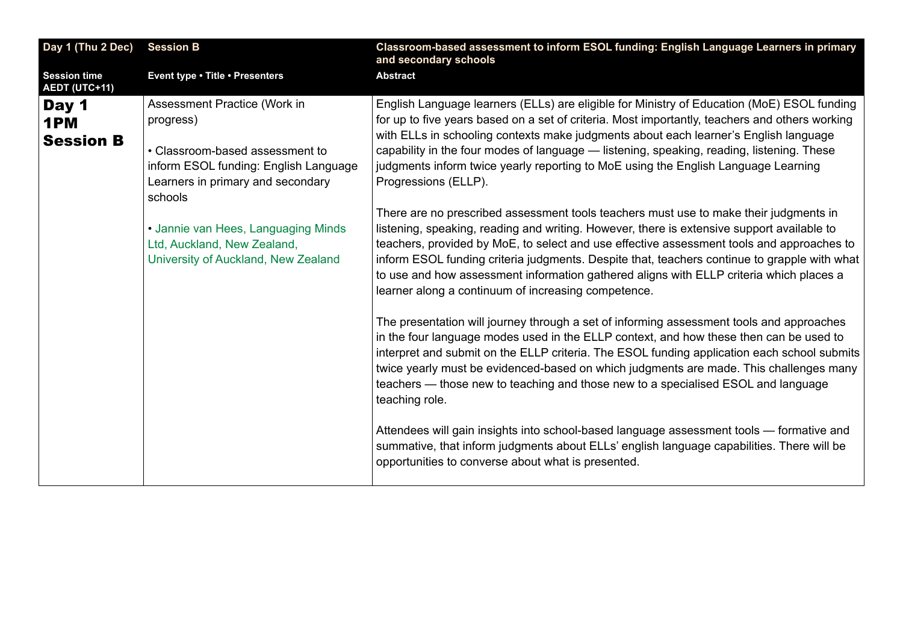| Day 1 (Thu 2 Dec) | Session B | Classroom-based assessment to inform ESOL funding: English Language Learners in primary and secondary schools |
|---|---|---|
| **Session time AEDT (UTC+11)** | **Event type • Title • Presenters** | **Abstract** |
| **Day 1 1PM Session B** | Assessment Practice (Work in progress)<br><br>• Classroom-based assessment to inform ESOL funding: English Language Learners in primary and secondary schools<br><br>• Jannie van Hees, Languaging Minds Ltd, Auckland, New Zealand, University of Auckland, New Zealand | English Language learners (ELLs) are eligible for Ministry of Education (MoE) ESOL funding for up to five years based on a set of criteria. Most importantly, teachers and others working with ELLs in schooling contexts make judgments about each learner's English language capability in the four modes of language — listening, speaking, reading, listening. These judgments inform twice yearly reporting to MoE using the English Language Learning Progressions (ELLP).<br><br>There are no prescribed assessment tools teachers must use to make their judgments in listening, speaking, reading and writing. However, there is extensive support available to teachers, provided by MoE, to select and use effective assessment tools and approaches to inform ESOL funding criteria judgments. Despite that, teachers continue to grapple with what to use and how assessment information gathered aligns with ELLP criteria which places a learner along a continuum of increasing competence.<br><br>The presentation will journey through a set of informing assessment tools and approaches in the four language modes used in the ELLP context, and how these then can be used to interpret and submit on the ELLP criteria. The ESOL funding application each school submits twice yearly must be evidenced-based on which judgments are made. This challenges many teachers — those new to teaching and those new to a specialised ESOL and language teaching role.<br><br>Attendees will gain insights into school-based language assessment tools — formative and summative, that inform judgments about ELLs' english language capabilities. There will be opportunities to converse about what is presented. |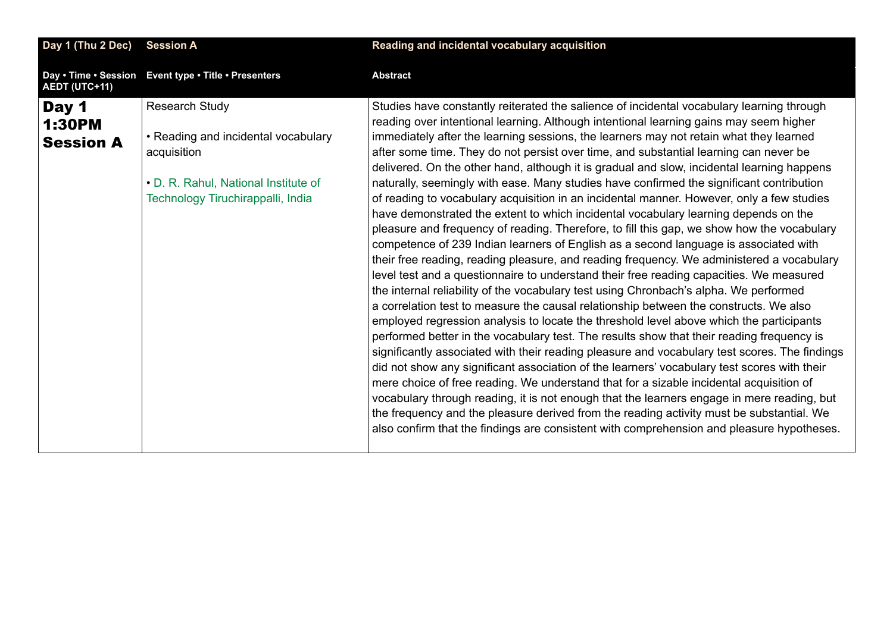| Day 1 (Thu 2 Dec) | Session A | Reading and incidental vocabulary acquisition |
|---|---|---|
| **Day • Time • Session AEDT (UTC+11)** | **Event type • Title • Presenters** | **Abstract** |
| **Day 1 1:30PM Session A** | Research Study<br><br>• Reading and incidental vocabulary acquisition<br><br>• D. R. Rahul, National Institute of Technology Tiruchirappalli, India | Studies have constantly reiterated the salience of incidental vocabulary learning through reading over intentional learning. Although intentional learning gains may seem higher immediately after the learning sessions, the learners may not retain what they learned after some time. They do not persist over time, and substantial learning can never be delivered. On the other hand, although it is gradual and slow, incidental learning happens naturally, seemingly with ease. Many studies have confirmed the significant contribution of reading to vocabulary acquisition in an incidental manner. However, only a few studies have demonstrated the extent to which incidental vocabulary learning depends on the pleasure and frequency of reading. Therefore, to fill this gap, we show how the vocabulary competence of 239 Indian learners of English as a second language is associated with their free reading, reading pleasure, and reading frequency. We administered a vocabulary level test and a questionnaire to understand their free reading capacities. We measured the internal reliability of the vocabulary test using Chronbach's alpha. We performed a correlation test to measure the causal relationship between the constructs. We also employed regression analysis to locate the threshold level above which the participants performed better in the vocabulary test. The results show that their reading frequency is significantly associated with their reading pleasure and vocabulary test scores. The findings did not show any significant association of the learners' vocabulary test scores with their mere choice of free reading. We understand that for a sizable incidental acquisition of vocabulary through reading, it is not enough that the learners engage in mere reading, but the frequency and the pleasure derived from the reading activity must be substantial. We also confirm that the findings are consistent with comprehension and pleasure hypotheses. |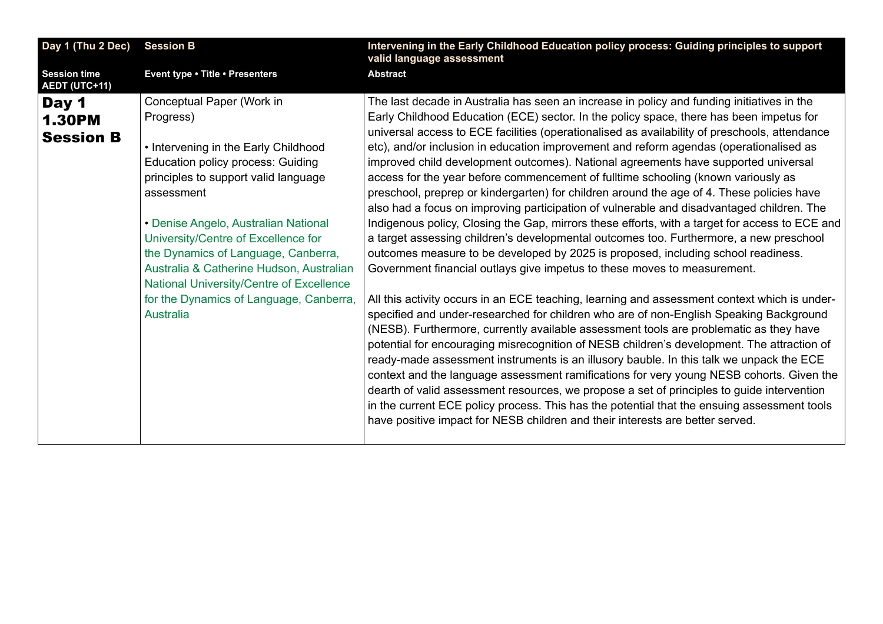| Day 1 (Thu 2 Dec) | Session B | Intervening in the Early Childhood Education policy process: Guiding principles to support valid language assessment |
|---|---|---|
| **Session time AEDT (UTC+11)** | **Event type • Title • Presenters** | **Abstract** |
| **Day 1 1.30PM Session B** | Conceptual Paper (Work in Progress)<br><br>• Intervening in the Early Childhood Education policy process: Guiding principles to support valid language assessment<br><br>• Denise Angelo, Australian National University/Centre of Excellence for the Dynamics of Language, Canberra, Australia & Catherine Hudson, Australian National University/Centre of Excellence for the Dynamics of Language, Canberra, Australia | The last decade in Australia has seen an increase in policy and funding initiatives in the Early Childhood Education (ECE) sector. In the policy space, there has been impetus for universal access to ECE facilities (operationalised as availability of preschools, attendance etc), and/or inclusion in education improvement and reform agendas (operationalised as improved child development outcomes). National agreements have supported universal access for the year before commencement of fulltime schooling (known variously as preschool, preprep or kindergarten) for children around the age of 4. These policies have also had a focus on improving participation of vulnerable and disadvantaged children. The Indigenous policy, Closing the Gap, mirrors these efforts, with a target for access to ECE and a target assessing children's developmental outcomes too. Furthermore, a new preschool outcomes measure to be developed by 2025 is proposed, including school readiness. Government financial outlays give impetus to these moves to measurement.<br><br>All this activity occurs in an ECE teaching, learning and assessment context which is under-specified and under-researched for children who are of non-English Speaking Background (NESB). Furthermore, currently available assessment tools are problematic as they have potential for encouraging misrecognition of NESB children's development. The attraction of ready-made assessment instruments is an illusory bauble. In this talk we unpack the ECE context and the language assessment ramifications for very young NESB cohorts. Given the dearth of valid assessment resources, we propose a set of principles to guide intervention in the current ECE policy process. This has the potential that the ensuing assessment tools have positive impact for NESB children and their interests are better served. |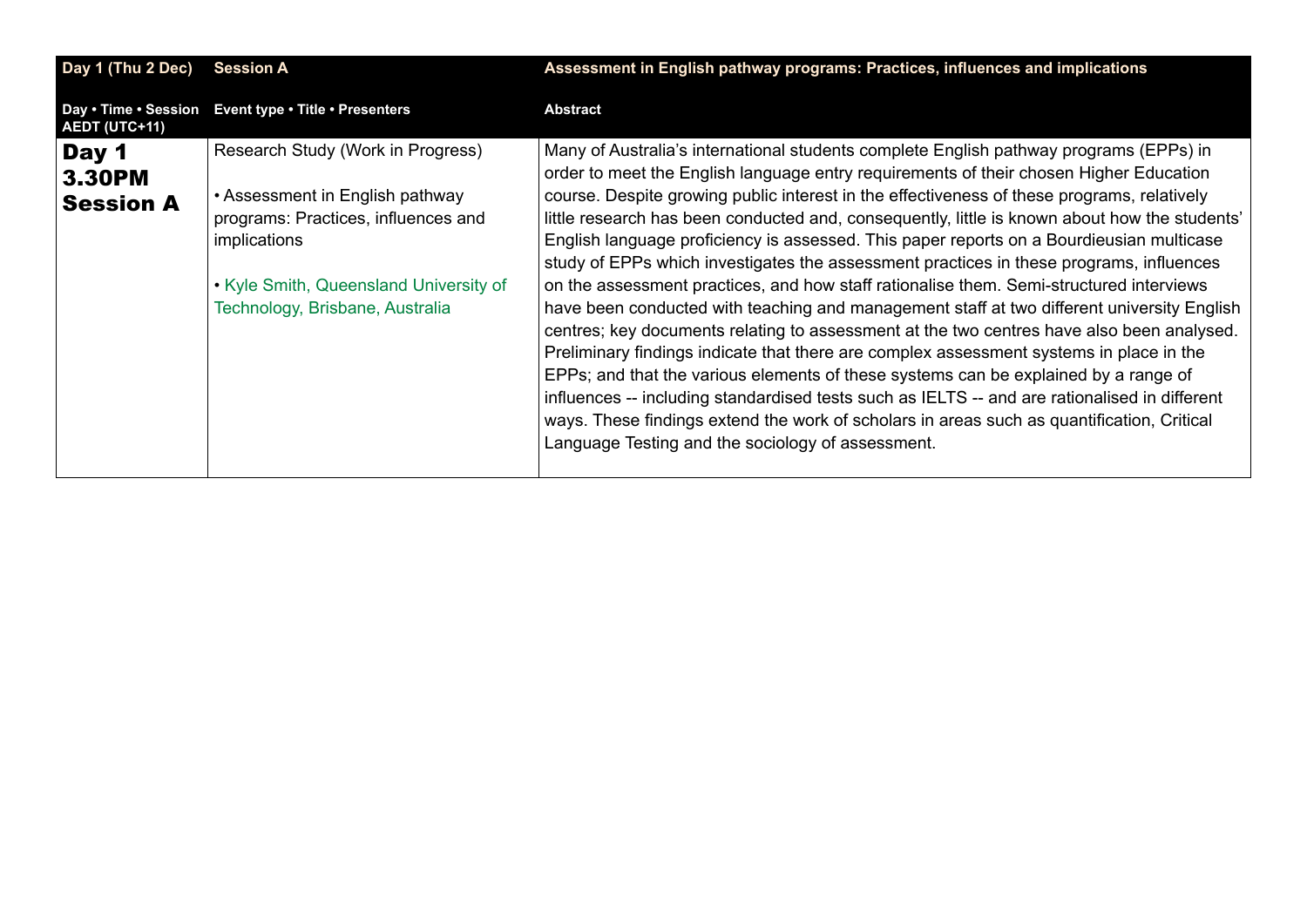| Day 1 (Thu 2 Dec) | Session A | Assessment in English pathway programs: Practices, influences and implications |
|---|---|---|
| **Day • Time • Session AEDT (UTC+11)** | **Event type • Title • Presenters** | **Abstract** |
| **Day 1 3.30PM Session A** | Research Study (Work in Progress)<br><br>• Assessment in English pathway programs: Practices, influences and implications<br><br>• Kyle Smith, Queensland University of Technology, Brisbane, Australia | Many of Australia's international students complete English pathway programs (EPPs) in order to meet the English language entry requirements of their chosen Higher Education course. Despite growing public interest in the effectiveness of these programs, relatively little research has been conducted and, consequently, little is known about how the students' English language proficiency is assessed. This paper reports on a Bourdieusian multicase study of EPPs which investigates the assessment practices in these programs, influences on the assessment practices, and how staff rationalise them. Semi-structured interviews have been conducted with teaching and management staff at two different university English centres; key documents relating to assessment at the two centres have also been analysed. Preliminary findings indicate that there are complex assessment systems in place in the EPPs; and that the various elements of these systems can be explained by a range of influences -- including standardised tests such as IELTS -- and are rationalised in different ways. These findings extend the work of scholars in areas such as quantification, Critical Language Testing and the sociology of assessment. |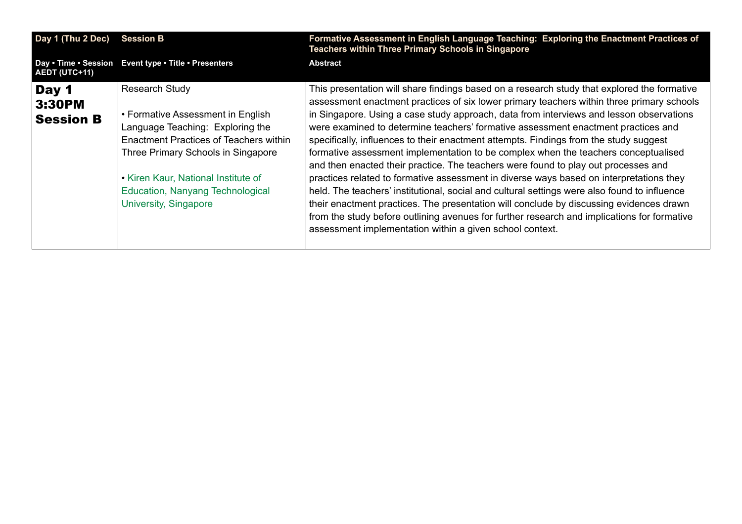| Day 1 (Thu 2 Dec) | Session B | Formative Assessment in English Language Teaching:  Exploring the Enactment Practices of Teachers within Three Primary Schools in Singapore |
|---|---|---|
| Day • Time • Session AEDT (UTC+11) | Event type • Title • Presenters | Abstract |
| **Day 1 3:30PM Session B** | Research Study<br><br>• Formative Assessment in English Language Teaching:  Exploring the Enactment Practices of Teachers within Three Primary Schools in Singapore<br><br>• Kiren Kaur, National Institute of Education, Nanyang Technological University, Singapore | This presentation will share findings based on a research study that explored the formative assessment enactment practices of six lower primary teachers within three primary schools in Singapore. Using a case study approach, data from interviews and lesson observations were examined to determine teachers' formative assessment enactment practices and specifically, influences to their enactment attempts. Findings from the study suggest formative assessment implementation to be complex when the teachers conceptualised and then enacted their practice. The teachers were found to play out processes and practices related to formative assessment in diverse ways based on interpretations they held. The teachers' institutional, social and cultural settings were also found to influence their enactment practices. The presentation will conclude by discussing evidences drawn from the study before outlining avenues for further research and implications for formative assessment implementation within a given school context. |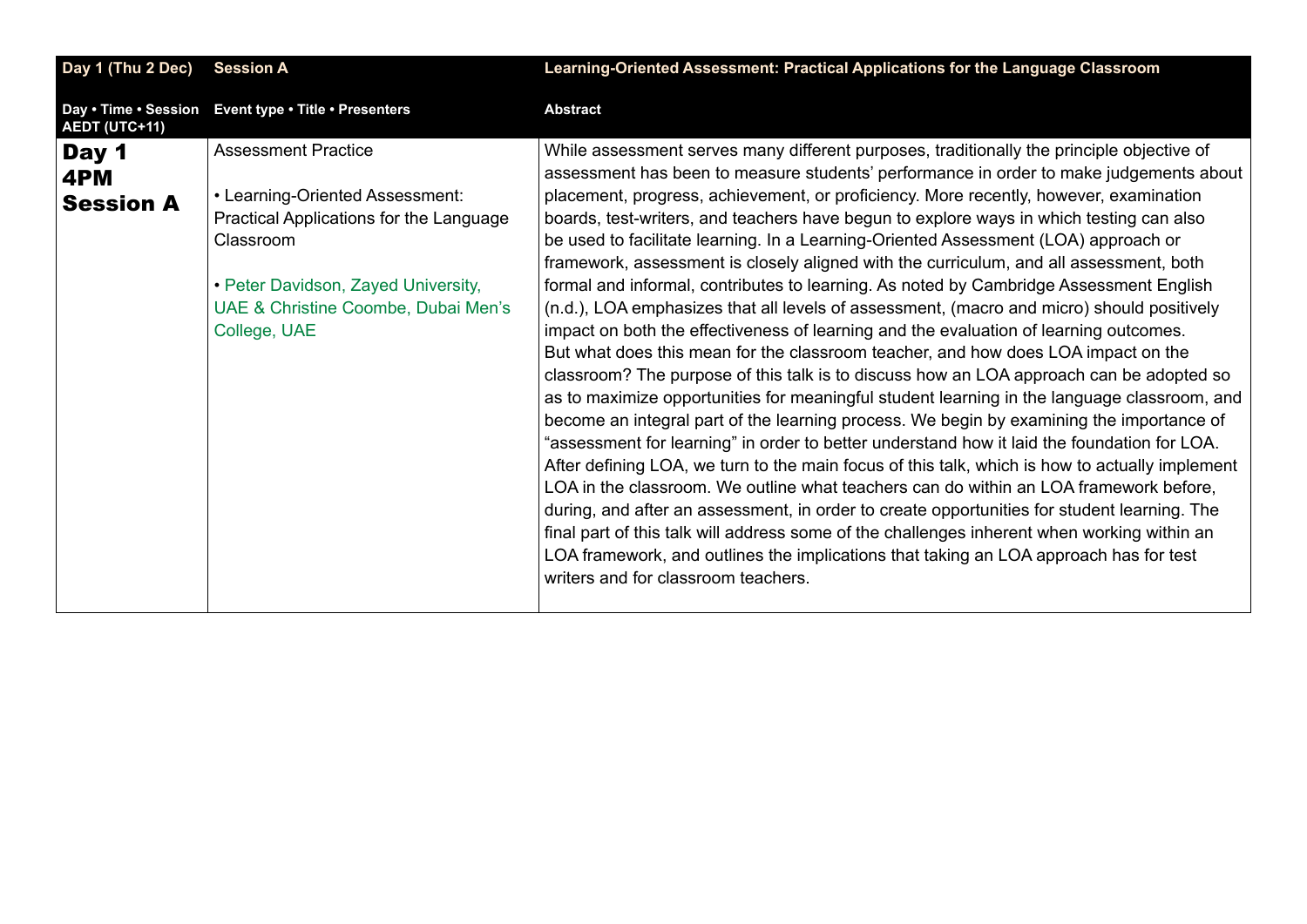| Day 1 (Thu 2 Dec) | Session A | Learning-Oriented Assessment: Practical Applications for the Language Classroom |
|---|---|---|
| **Day • Time • Session AEDT (UTC+11)** | **Event type • Title • Presenters** | **Abstract** |
| **Day 1 4PM Session A** | Assessment Practice<br><br>• Learning-Oriented Assessment: Practical Applications for the Language Classroom<br><br>• Peter Davidson, Zayed University, UAE & Christine Coombe, Dubai Men's College, UAE | While assessment serves many different purposes, traditionally the principle objective of assessment has been to measure students' performance in order to make judgements about placement, progress, achievement, or proficiency. More recently, however, examination boards, test-writers, and teachers have begun to explore ways in which testing can also be used to facilitate learning. In a Learning-Oriented Assessment (LOA) approach or framework, assessment is closely aligned with the curriculum, and all assessment, both formal and informal, contributes to learning. As noted by Cambridge Assessment English (n.d.), LOA emphasizes that all levels of assessment, (macro and micro) should positively impact on both the effectiveness of learning and the evaluation of learning outcomes. But what does this mean for the classroom teacher, and how does LOA impact on the classroom? The purpose of this talk is to discuss how an LOA approach can be adopted so as to maximize opportunities for meaningful student learning in the language classroom, and become an integral part of the learning process. We begin by examining the importance of "assessment for learning" in order to better understand how it laid the foundation for LOA. After defining LOA, we turn to the main focus of this talk, which is how to actually implement LOA in the classroom. We outline what teachers can do within an LOA framework before, during, and after an assessment, in order to create opportunities for student learning. The final part of this talk will address some of the challenges inherent when working within an LOA framework, and outlines the implications that taking an LOA approach has for test writers and for classroom teachers. |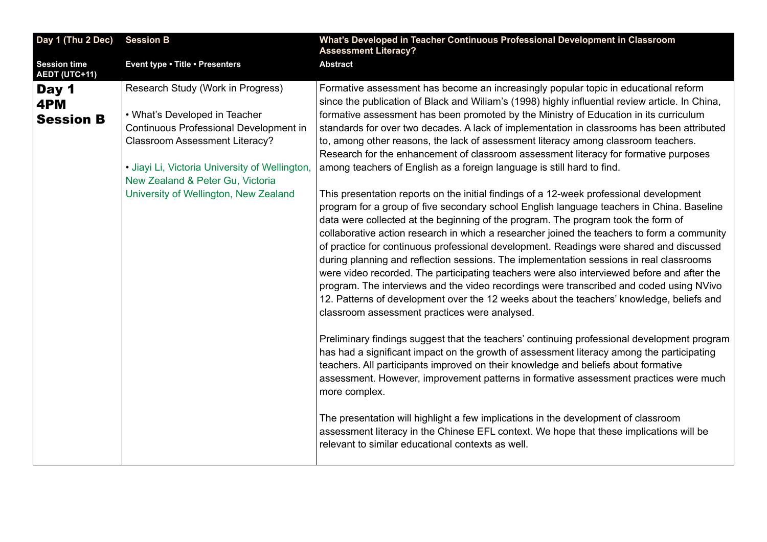| Day 1 (Thu 2 Dec) | Session B | What's Developed in Teacher Continuous Professional Development in Classroom Assessment Literacy? |
|---|---|---|
| **Session time AEDT (UTC+11)** | **Event type • Title • Presenters** | **Abstract** |
| **Day 1 4PM Session B** | Research Study (Work in Progress)<br><br>• What's Developed in Teacher Continuous Professional Development in Classroom Assessment Literacy?<br><br>• Jiayi Li, Victoria University of Wellington, New Zealand & Peter Gu, Victoria University of Wellington, New Zealand | Formative assessment has become an increasingly popular topic in educational reform since the publication of Black and Wiliam's (1998) highly influential review article. In China, formative assessment has been promoted by the Ministry of Education in its curriculum standards for over two decades. A lack of implementation in classrooms has been attributed to, among other reasons, the lack of assessment literacy among classroom teachers. Research for the enhancement of classroom assessment literacy for formative purposes among teachers of English as a foreign language is still hard to find.<br><br>This presentation reports on the initial findings of a 12-week professional development program for a group of five secondary school English language teachers in China. Baseline data were collected at the beginning of the program. The program took the form of collaborative action research in which a researcher joined the teachers to form a community of practice for continuous professional development. Readings were shared and discussed during planning and reflection sessions. The implementation sessions in real classrooms were video recorded. The participating teachers were also interviewed before and after the program. The interviews and the video recordings were transcribed and coded using NVivo 12. Patterns of development over the 12 weeks about the teachers' knowledge, beliefs and classroom assessment practices were analysed.<br><br>Preliminary findings suggest that the teachers' continuing professional development program has had a significant impact on the growth of assessment literacy among the participating teachers. All participants improved on their knowledge and beliefs about formative assessment. However, improvement patterns in formative assessment practices were much more complex.<br><br>The presentation will highlight a few implications in the development of classroom assessment literacy in the Chinese EFL context. We hope that these implications will be relevant to similar educational contexts as well. |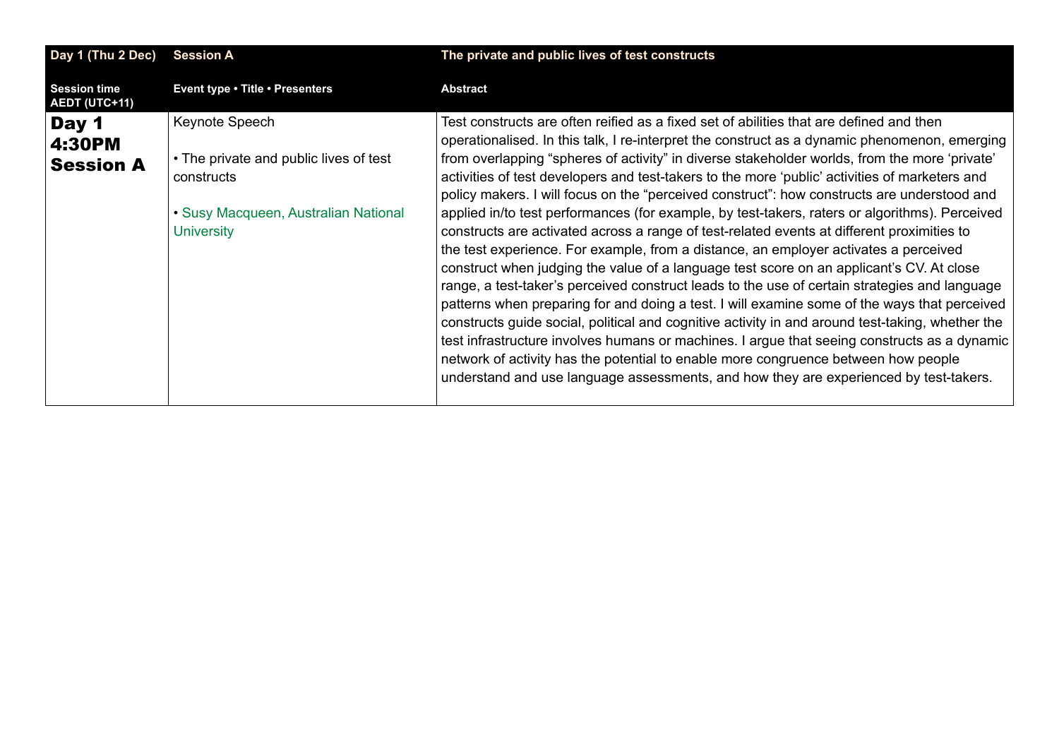| Day 1 (Thu 2 Dec) | Session A | The private and public lives of test constructs |
|---|---|---|
| **Session time AEDT (UTC+11)** | **Event type • Title • Presenters** | **Abstract** |
| **Day 1 4:30PM Session A** | Keynote Speech<br><br>• The private and public lives of test constructs<br><br>• Susy Macqueen, Australian National University | Test constructs are often reified as a fixed set of abilities that are defined and then operationalised. In this talk, I re-interpret the construct as a dynamic phenomenon, emerging from overlapping “spheres of activity” in diverse stakeholder worlds, from the more ‘private’ activities of test developers and test-takers to the more ‘public’ activities of marketers and policy makers. I will focus on the “perceived construct”: how constructs are understood and applied in/to test performances (for example, by test-takers, raters or algorithms). Perceived constructs are activated across a range of test-related events at different proximities to the test experience. For example, from a distance, an employer activates a perceived construct when judging the value of a language test score on an applicant’s CV. At close range, a test-taker’s perceived construct leads to the use of certain strategies and language patterns when preparing for and doing a test. I will examine some of the ways that perceived constructs guide social, political and cognitive activity in and around test-taking, whether the test infrastructure involves humans or machines. I argue that seeing constructs as a dynamic network of activity has the potential to enable more congruence between how people understand and use language assessments, and how they are experienced by test-takers. |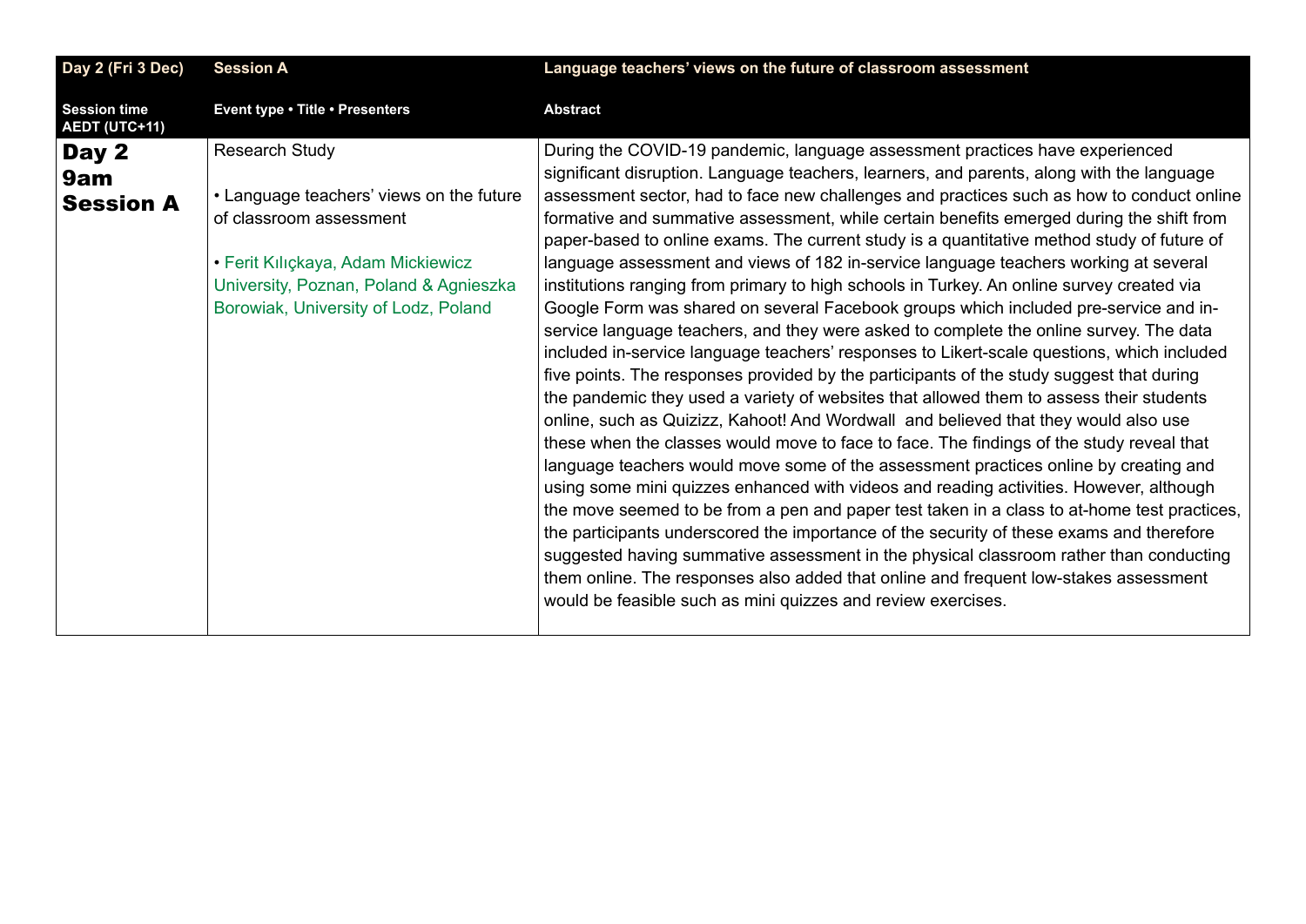| Day 2 (Fri 3 Dec) | Session A | Language teachers' views on the future of classroom assessment |
|---|---|---|
| **Session time AEDT (UTC+11)** | **Event type • Title • Presenters** | **Abstract** |
| **Day 2 9am Session A** | Research Study<br><br>• Language teachers' views on the future of classroom assessment<br><br>• Ferit Kılıçkaya, Adam Mickiewicz University, Poznan, Poland & Agnieszka Borowiak, University of Lodz, Poland | During the COVID-19 pandemic, language assessment practices have experienced significant disruption. Language teachers, learners, and parents, along with the language assessment sector, had to face new challenges and practices such as how to conduct online formative and summative assessment, while certain benefits emerged during the shift from paper-based to online exams. The current study is a quantitative method study of future of language assessment and views of 182 in-service language teachers working at several institutions ranging from primary to high schools in Turkey. An online survey created via Google Form was shared on several Facebook groups which included pre-service and in-service language teachers, and they were asked to complete the online survey. The data included in-service language teachers' responses to Likert-scale questions, which included five points. The responses provided by the participants of the study suggest that during the pandemic they used a variety of websites that allowed them to assess their students online, such as Quizizz, Kahoot! And Wordwall and believed that they would also use these when the classes would move to face to face. The findings of the study reveal that language teachers would move some of the assessment practices online by creating and using some mini quizzes enhanced with videos and reading activities. However, although the move seemed to be from a pen and paper test taken in a class to at-home test practices, the participants underscored the importance of the security of these exams and therefore suggested having summative assessment in the physical classroom rather than conducting them online. The responses also added that online and frequent low-stakes assessment would be feasible such as mini quizzes and review exercises. |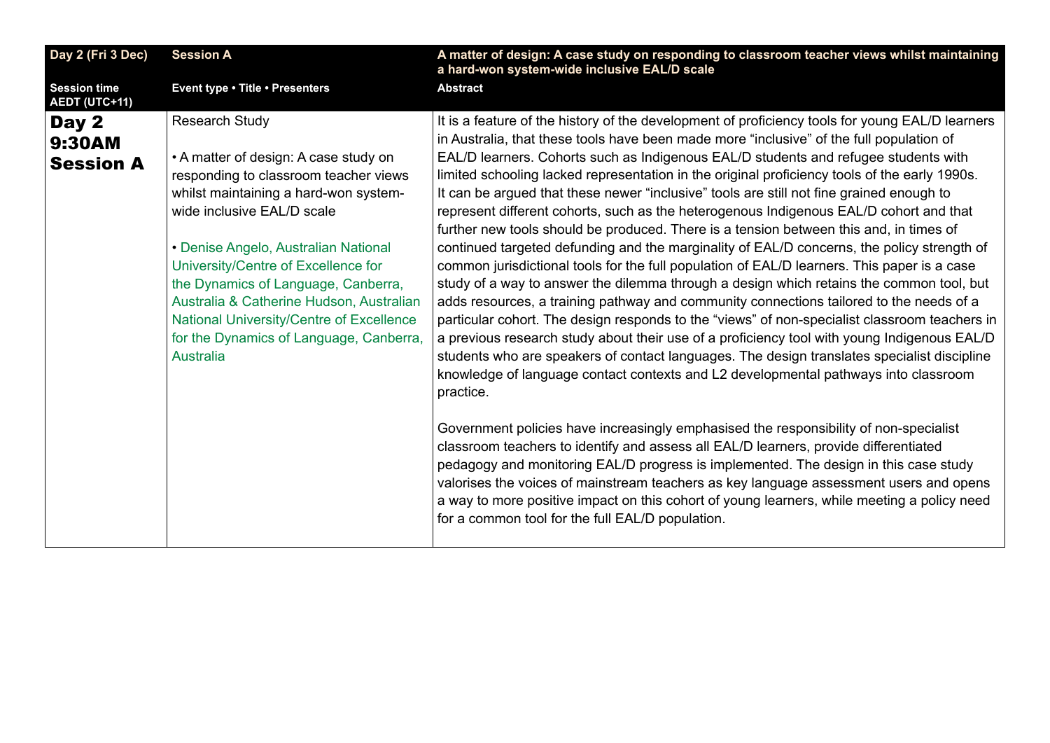| Day 2 (Fri 3 Dec) | Session A | A matter of design: A case study on responding to classroom teacher views whilst maintaining a hard-won system-wide inclusive EAL/D scale |
|---|---|---|
| **Session time AEDT (UTC+11)** | **Event type • Title • Presenters** | **Abstract** |
| **Day 2 9:30AM Session A** | Research Study<br><br>• A matter of design: A case study on responding to classroom teacher views whilst maintaining a hard-won system-wide inclusive EAL/D scale<br><br>• Denise Angelo, Australian National University/Centre of Excellence for the Dynamics of Language, Canberra, Australia & Catherine Hudson, Australian National University/Centre of Excellence for the Dynamics of Language, Canberra, Australia | It is a feature of the history of the development of proficiency tools for young EAL/D learners in Australia, that these tools have been made more "inclusive" of the full population of EAL/D learners. Cohorts such as Indigenous EAL/D students and refugee students with limited schooling lacked representation in the original proficiency tools of the early 1990s. It can be argued that these newer "inclusive" tools are still not fine grained enough to represent different cohorts, such as the heterogenous Indigenous EAL/D cohort and that further new tools should be produced. There is a tension between this and, in times of continued targeted defunding and the marginality of EAL/D concerns, the policy strength of common jurisdictional tools for the full population of EAL/D learners. This paper is a case study of a way to answer the dilemma through a design which retains the common tool, but adds resources, a training pathway and community connections tailored to the needs of a particular cohort. The design responds to the "views" of non-specialist classroom teachers in a previous research study about their use of a proficiency tool with young Indigenous EAL/D students who are speakers of contact languages. The design translates specialist discipline knowledge of language contact contexts and L2 developmental pathways into classroom practice.<br><br>Government policies have increasingly emphasised the responsibility of non-specialist classroom teachers to identify and assess all EAL/D learners, provide differentiated pedagogy and monitoring EAL/D progress is implemented. The design in this case study valorises the voices of mainstream teachers as key language assessment users and opens a way to more positive impact on this cohort of young learners, while meeting a policy need for a common tool for the full EAL/D population. |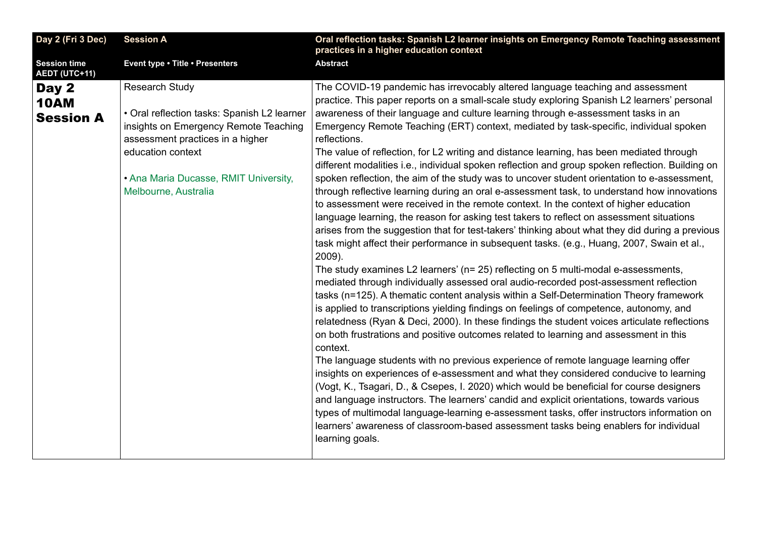| Day 2 (Fri 3 Dec) | Session A | Oral reflection tasks: Spanish L2 learner insights on Emergency Remote Teaching assessment practices in a higher education context |
|---|---|---|
| **Session time AEDT (UTC+11)** | **Event type • Title • Presenters** | **Abstract** |
| **Day 2 10AM Session A** | Research Study<br><br>• Oral reflection tasks: Spanish L2 learner insights on Emergency Remote Teaching assessment practices in a higher education context<br><br>• Ana Maria Ducasse, RMIT University, Melbourne, Australia | The COVID-19 pandemic has irrevocably altered language teaching and assessment practice. This paper reports on a small-scale study exploring Spanish L2 learners' personal awareness of their language and culture learning through e-assessment tasks in an Emergency Remote Teaching (ERT) context, mediated by task-specific, individual spoken reflections.<br>The value of reflection, for L2 writing and distance learning, has been mediated through different modalities i.e., individual spoken reflection and group spoken reflection. Building on spoken reflection, the aim of the study was to uncover student orientation to e-assessment, through reflective learning during an oral e-assessment task, to understand how innovations to assessment were received in the remote context. In the context of higher education language learning, the reason for asking test takers to reflect on assessment situations arises from the suggestion that for test-takers' thinking about what they did during a previous task might affect their performance in subsequent tasks. (e.g., Huang, 2007, Swain et al., 2009).<br>The study examines L2 learners' (n= 25) reflecting on 5 multi-modal e-assessments, mediated through individually assessed oral audio-recorded post-assessment reflection tasks (n=125). A thematic content analysis within a Self-Determination Theory framework is applied to transcriptions yielding findings on feelings of competence, autonomy, and relatedness (Ryan & Deci, 2000). In these findings the student voices articulate reflections on both frustrations and positive outcomes related to learning and assessment in this context.<br>The language students with no previous experience of remote language learning offer insights on experiences of e-assessment and what they considered conducive to learning (Vogt, K., Tsagari, D., & Csepes, I. 2020) which would be beneficial for course designers and language instructors. The learners' candid and explicit orientations, towards various types of multimodal language-learning e-assessment tasks, offer instructors information on learners' awareness of classroom-based assessment tasks being enablers for individual learning goals. |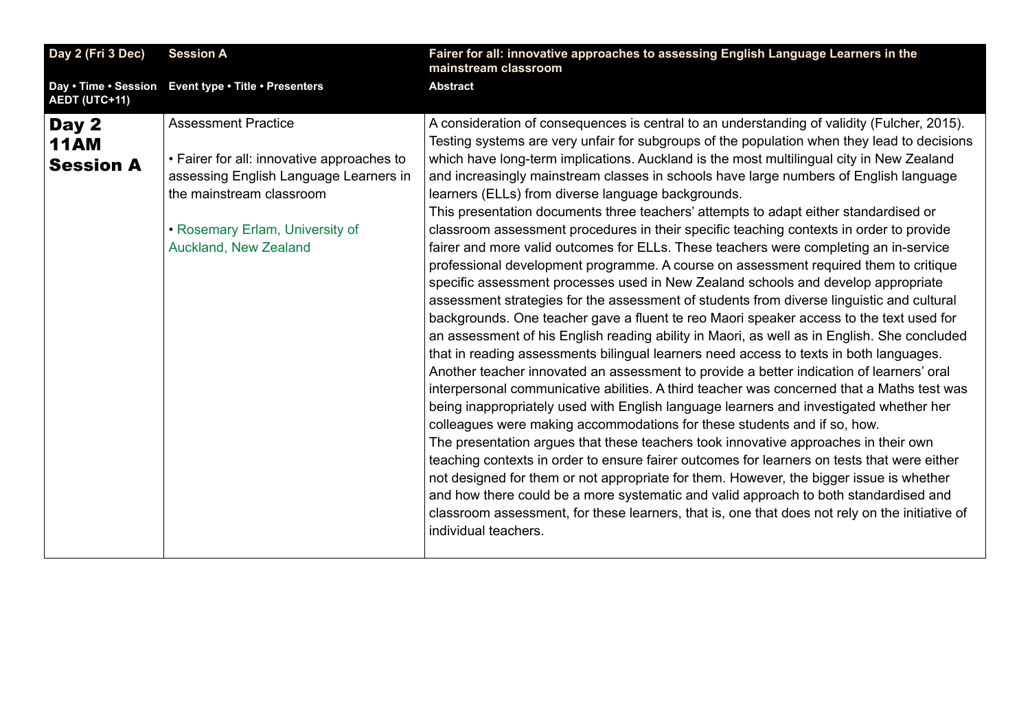| Day 2 (Fri 3 Dec) | Session A | Fairer for all: innovative approaches to assessing English Language Learners in the mainstream classroom |
|---|---|---|
| **Day • Time • Session AEDT (UTC+11)** | **Event type • Title • Presenters** | **Abstract** |
| **Day 2 11AM Session A** | Assessment Practice<br><br>• Fairer for all: innovative approaches to assessing English Language Learners in the mainstream classroom<br><br>• Rosemary Erlam, University of Auckland, New Zealand | A consideration of consequences is central to an understanding of validity (Fulcher, 2015). Testing systems are very unfair for subgroups of the population when they lead to decisions which have long-term implications. Auckland is the most multilingual city in New Zealand and increasingly mainstream classes in schools have large numbers of English language learners (ELLs) from diverse language backgrounds.<br>This presentation documents three teachers' attempts to adapt either standardised or classroom assessment procedures in their specific teaching contexts in order to provide fairer and more valid outcomes for ELLs. These teachers were completing an in-service professional development programme. A course on assessment required them to critique specific assessment processes used in New Zealand schools and develop appropriate assessment strategies for the assessment of students from diverse linguistic and cultural backgrounds. One teacher gave a fluent te reo Maori speaker access to the text used for an assessment of his English reading ability in Maori, as well as in English. She concluded that in reading assessments bilingual learners need access to texts in both languages. Another teacher innovated an assessment to provide a better indication of learners' oral interpersonal communicative abilities. A third teacher was concerned that a Maths test was being inappropriately used with English language learners and investigated whether her colleagues were making accommodations for these students and if so, how.<br>The presentation argues that these teachers took innovative approaches in their own teaching contexts in order to ensure fairer outcomes for learners on tests that were either not designed for them or not appropriate for them. However, the bigger issue is whether and how there could be a more systematic and valid approach to both standardised and classroom assessment, for these learners, that is, one that does not rely on the initiative of individual teachers. |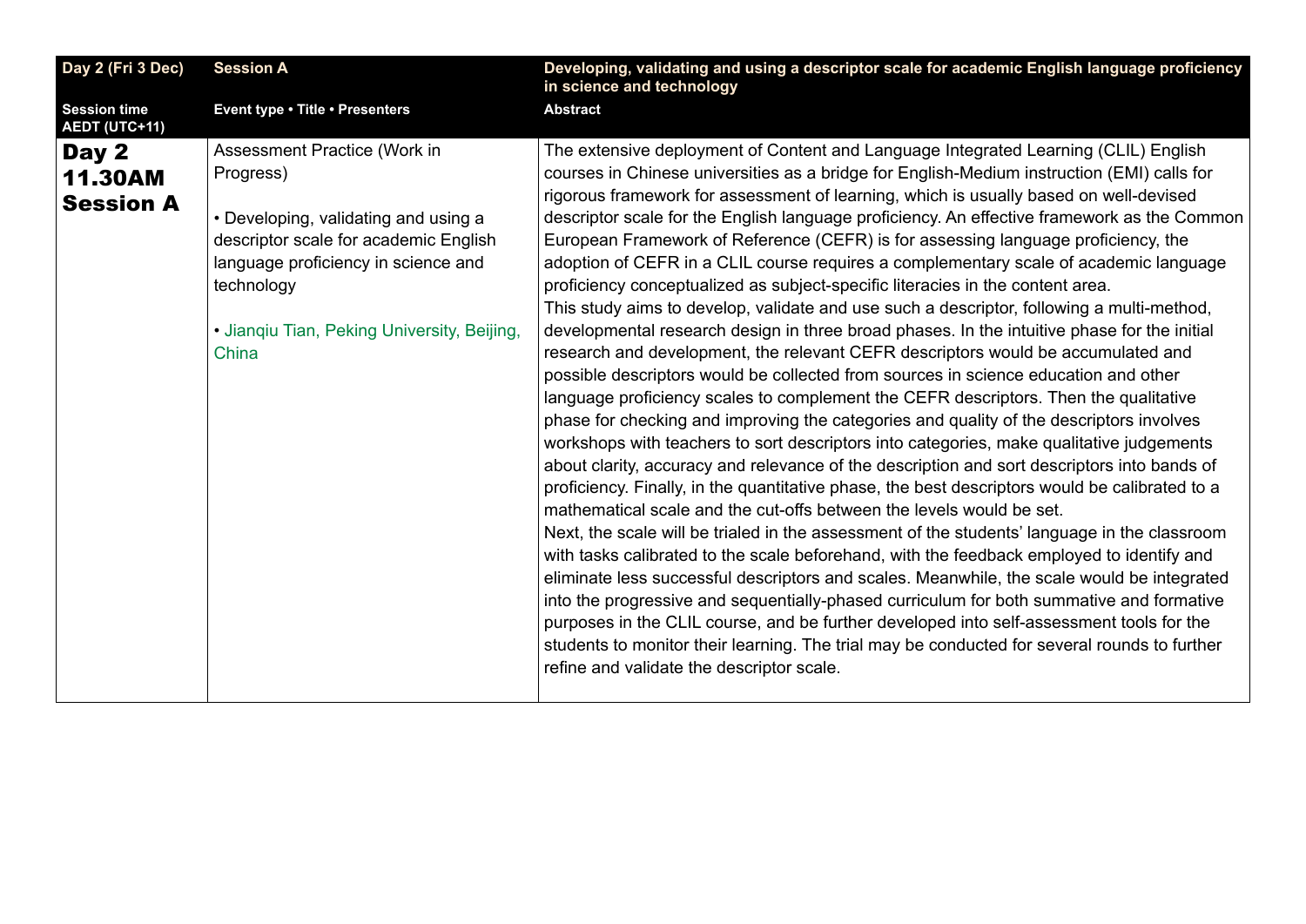| Day 2 (Fri 3 Dec) | Session A | Developing, validating and using a descriptor scale for academic English language proficiency in science and technology |
| --- | --- | --- |
| **Session time AEDT (UTC+11)** | **Event type • Title • Presenters** | **Abstract** |
| **Day 2 11.30AM Session A** | Assessment Practice (Work in Progress)<br><br>• Developing, validating and using a descriptor scale for academic English language proficiency in science and technology<br><br>• Jianqiu Tian, Peking University, Beijing, China | The extensive deployment of Content and Language Integrated Learning (CLIL) English courses in Chinese universities as a bridge for English-Medium instruction (EMI) calls for rigorous framework for assessment of learning, which is usually based on well-devised descriptor scale for the English language proficiency. An effective framework as the Common European Framework of Reference (CEFR) is for assessing language proficiency, the adoption of CEFR in a CLIL course requires a complementary scale of academic language proficiency conceptualized as subject-specific literacies in the content area.<br>This study aims to develop, validate and use such a descriptor, following a multi-method, developmental research design in three broad phases. In the intuitive phase for the initial research and development, the relevant CEFR descriptors would be accumulated and possible descriptors would be collected from sources in science education and other language proficiency scales to complement the CEFR descriptors. Then the qualitative phase for checking and improving the categories and quality of the descriptors involves workshops with teachers to sort descriptors into categories, make qualitative judgements about clarity, accuracy and relevance of the description and sort descriptors into bands of proficiency. Finally, in the quantitative phase, the best descriptors would be calibrated to a mathematical scale and the cut-offs between the levels would be set.<br>Next, the scale will be trialed in the assessment of the students' language in the classroom with tasks calibrated to the scale beforehand, with the feedback employed to identify and eliminate less successful descriptors and scales. Meanwhile, the scale would be integrated into the progressive and sequentially-phased curriculum for both summative and formative purposes in the CLIL course, and be further developed into self-assessment tools for the students to monitor their learning. The trial may be conducted for several rounds to further refine and validate the descriptor scale. |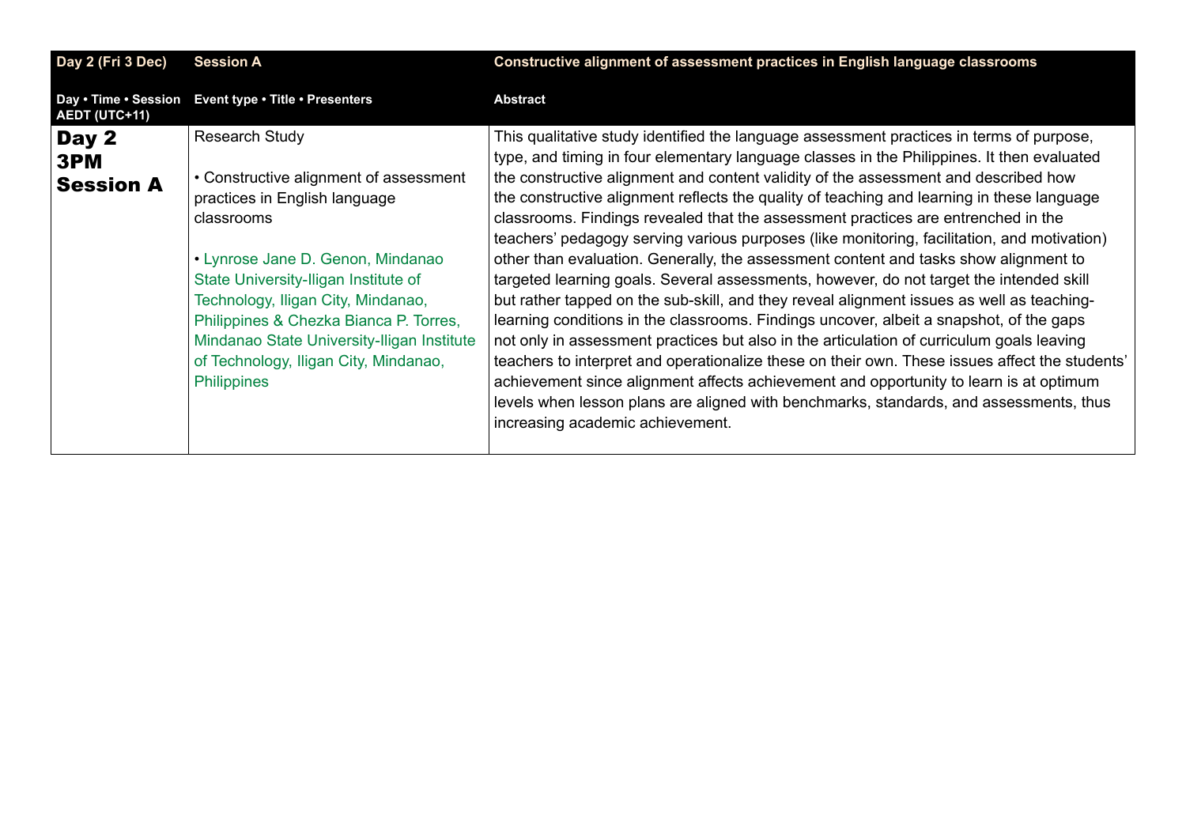| Day 2 (Fri 3 Dec) | Session A | Constructive alignment of assessment practices in English language classrooms |
|---|---|---|
| **Day • Time • Session AEDT (UTC+11)** | **Event type • Title • Presenters** | **Abstract** |
| **Day 2 3PM Session A** | Research Study<br><br>• Constructive alignment of assessment practices in English language classrooms<br><br>• Lynrose Jane D. Genon, Mindanao State University-Iligan Institute of Technology, Iligan City, Mindanao, Philippines & Chezka Bianca P. Torres, Mindanao State University-Iligan Institute of Technology, Iligan City, Mindanao, Philippines | This qualitative study identified the language assessment practices in terms of purpose, type, and timing in four elementary language classes in the Philippines. It then evaluated the constructive alignment and content validity of the assessment and described how the constructive alignment reflects the quality of teaching and learning in these language classrooms. Findings revealed that the assessment practices are entrenched in the teachers' pedagogy serving various purposes (like monitoring, facilitation, and motivation) other than evaluation. Generally, the assessment content and tasks show alignment to targeted learning goals. Several assessments, however, do not target the intended skill but rather tapped on the sub-skill, and they reveal alignment issues as well as teaching-learning conditions in the classrooms. Findings uncover, albeit a snapshot, of the gaps not only in assessment practices but also in the articulation of curriculum goals leaving teachers to interpret and operationalize these on their own. These issues affect the students' achievement since alignment affects achievement and opportunity to learn is at optimum levels when lesson plans are aligned with benchmarks, standards, and assessments, thus increasing academic achievement. |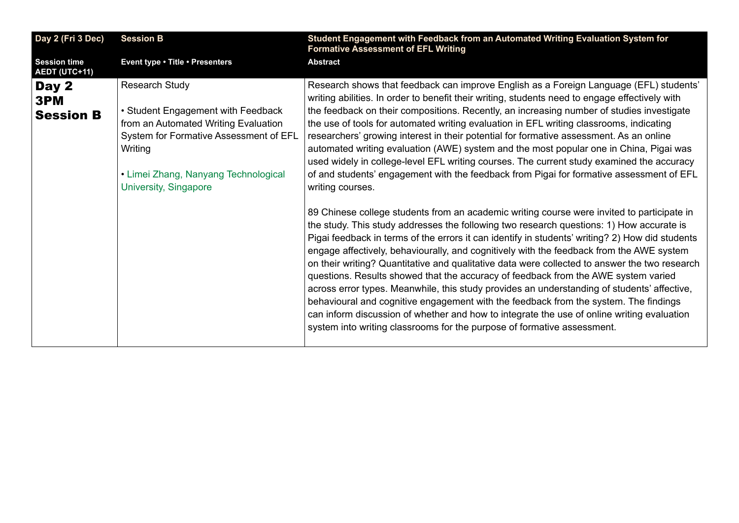| Day 2 (Fri 3 Dec) | Session B | Student Engagement with Feedback from an Automated Writing Evaluation System for Formative Assessment of EFL Writing |
|---|---|---|
| **Session time AEDT (UTC+11)** | **Event type • Title • Presenters** | **Abstract** |
| **Day 2 3PM Session B** | Research Study<br><br>• Student Engagement with Feedback from an Automated Writing Evaluation System for Formative Assessment of EFL Writing<br><br>• Limei Zhang, Nanyang Technological University, Singapore | Research shows that feedback can improve English as a Foreign Language (EFL) students' writing abilities. In order to benefit their writing, students need to engage effectively with the feedback on their compositions. Recently, an increasing number of studies investigate the use of tools for automated writing evaluation in EFL writing classrooms, indicating researchers' growing interest in their potential for formative assessment. As an online automated writing evaluation (AWE) system and the most popular one in China, Pigai was used widely in college-level EFL writing courses. The current study examined the accuracy of and students' engagement with the feedback from Pigai for formative assessment of EFL writing courses.<br><br>89 Chinese college students from an academic writing course were invited to participate in the study. This study addresses the following two research questions: 1) How accurate is Pigai feedback in terms of the errors it can identify in students' writing? 2) How did students engage affectively, behaviourally, and cognitively with the feedback from the AWE system on their writing? Quantitative and qualitative data were collected to answer the two research questions. Results showed that the accuracy of feedback from the AWE system varied across error types. Meanwhile, this study provides an understanding of students' affective, behavioural and cognitive engagement with the feedback from the system. The findings can inform discussion of whether and how to integrate the use of online writing evaluation system into writing classrooms for the purpose of formative assessment. |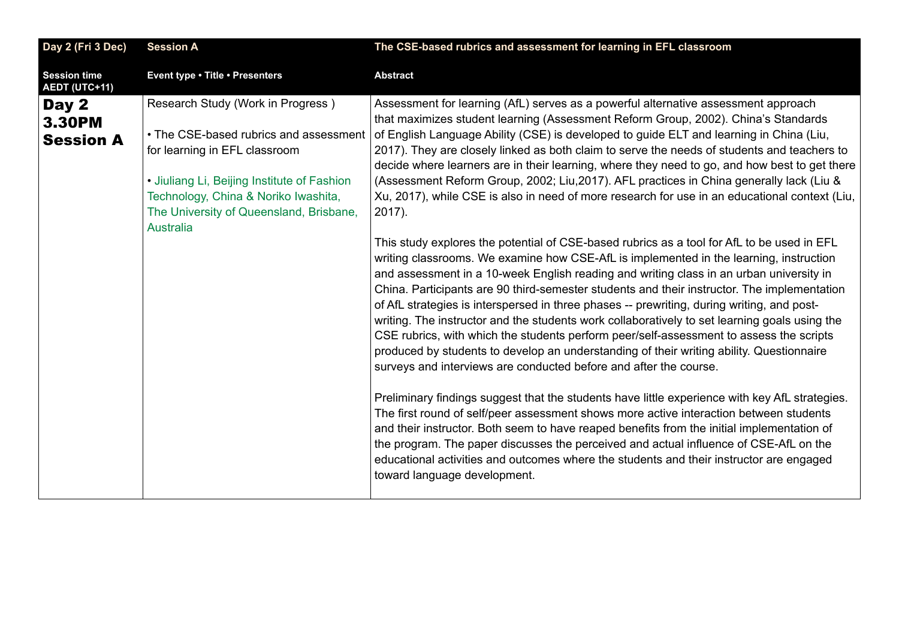| Day 2 (Fri 3 Dec) | Session A | The CSE-based rubrics and assessment for learning in EFL classroom |
|---|---|---|
| **Session time AEDT (UTC+11)** | **Event type • Title • Presenters** | **Abstract** |
| **Day 2 3.30PM Session A** | Research Study (Work in Progress )<br><br>• The CSE-based rubrics and assessment for learning in EFL classroom<br><br>• Jiuliang Li, Beijing Institute of Fashion Technology, China & Noriko Iwashita, The University of Queensland, Brisbane, Australia | Assessment for learning (AfL) serves as a powerful alternative assessment approach that maximizes student learning (Assessment Reform Group, 2002). China's Standards of English Language Ability (CSE) is developed to guide ELT and learning in China (Liu, 2017). They are closely linked as both claim to serve the needs of students and teachers to decide where learners are in their learning, where they need to go, and how best to get there (Assessment Reform Group, 2002; Liu,2017). AFL practices in China generally lack (Liu & Xu, 2017), while CSE is also in need of more research for use in an educational context (Liu, 2017).<br><br>This study explores the potential of CSE-based rubrics as a tool for AfL to be used in EFL writing classrooms. We examine how CSE-AfL is implemented in the learning, instruction and assessment in a 10-week English reading and writing class in an urban university in China. Participants are 90 third-semester students and their instructor. The implementation of AfL strategies is interspersed in three phases -- prewriting, during writing, and post-writing. The instructor and the students work collaboratively to set learning goals using the CSE rubrics, with which the students perform peer/self-assessment to assess the scripts produced by students to develop an understanding of their writing ability. Questionnaire surveys and interviews are conducted before and after the course.<br><br>Preliminary findings suggest that the students have little experience with key AfL strategies. The first round of self/peer assessment shows more active interaction between students and their instructor. Both seem to have reaped benefits from the initial implementation of the program. The paper discusses the perceived and actual influence of CSE-AfL on the educational activities and outcomes where the students and their instructor are engaged toward language development. |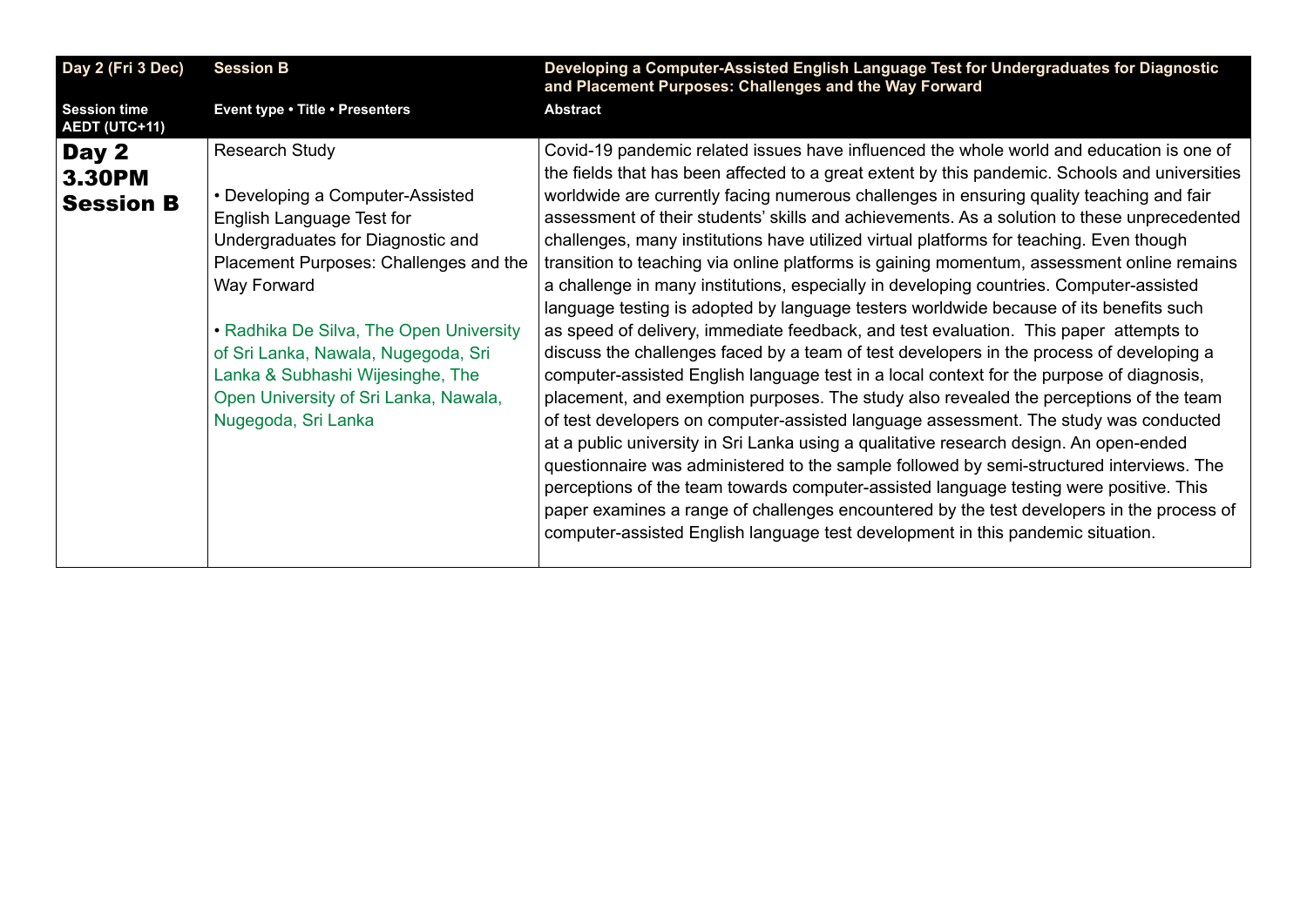| Day 2 (Fri 3 Dec) | Session B | Developing a Computer-Assisted English Language Test for Undergraduates for Diagnostic and Placement Purposes: Challenges and the Way Forward |
|---|---|---|
| **Session time AEDT (UTC+11)** | **Event type • Title • Presenters** | **Abstract** |
| **Day 2 3.30PM Session B** | Research Study<br><br>• Developing a Computer-Assisted English Language Test for Undergraduates for Diagnostic and Placement Purposes: Challenges and the Way Forward<br><br>• Radhika De Silva, The Open University of Sri Lanka, Nawala, Nugegoda, Sri Lanka & Subhashi Wijesinghe, The Open University of Sri Lanka, Nawala, Nugegoda, Sri Lanka | Covid-19 pandemic related issues have influenced the whole world and education is one of the fields that has been affected to a great extent by this pandemic. Schools and universities worldwide are currently facing numerous challenges in ensuring quality teaching and fair assessment of their students' skills and achievements. As a solution to these unprecedented challenges, many institutions have utilized virtual platforms for teaching. Even though transition to teaching via online platforms is gaining momentum, assessment online remains a challenge in many institutions, especially in developing countries. Computer-assisted language testing is adopted by language testers worldwide because of its benefits such as speed of delivery, immediate feedback, and test evaluation. This paper attempts to discuss the challenges faced by a team of test developers in the process of developing a computer-assisted English language test in a local context for the purpose of diagnosis, placement, and exemption purposes. The study also revealed the perceptions of the team of test developers on computer-assisted language assessment. The study was conducted at a public university in Sri Lanka using a qualitative research design. An open-ended questionnaire was administered to the sample followed by semi-structured interviews. The perceptions of the team towards computer-assisted language testing were positive. This paper examines a range of challenges encountered by the test developers in the process of computer-assisted English language test development in this pandemic situation. |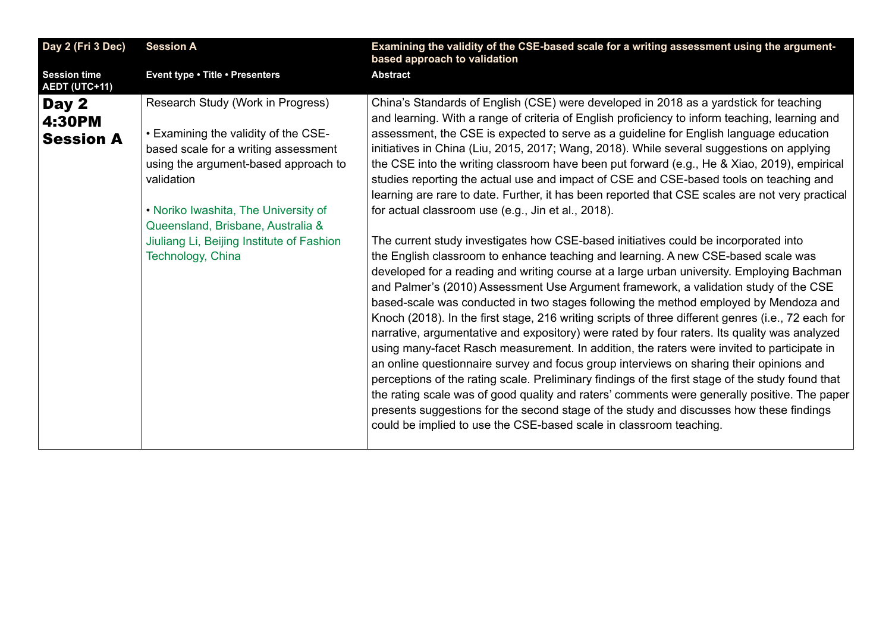| Day 2 (Fri 3 Dec) | Session A | Examining the validity of the CSE-based scale for a writing assessment using the argument-based approach to validation |
|---|---|---|
| **Session time AEDT (UTC+11)** | **Event type • Title • Presenters** | **Abstract** |
| **Day 2 4:30PM Session A** | Research Study (Work in Progress)<br><br>• Examining the validity of the CSE-based scale for a writing assessment using the argument-based approach to validation<br><br>• Noriko Iwashita, The University of Queensland, Brisbane, Australia & Jiuliang Li, Beijing Institute of Fashion Technology, China | China's Standards of English (CSE) were developed in 2018 as a yardstick for teaching and learning. With a range of criteria of English proficiency to inform teaching, learning and assessment, the CSE is expected to serve as a guideline for English language education initiatives in China (Liu, 2015, 2017; Wang, 2018). While several suggestions on applying the CSE into the writing classroom have been put forward (e.g., He & Xiao, 2019), empirical studies reporting the actual use and impact of CSE and CSE-based tools on teaching and learning are rare to date. Further, it has been reported that CSE scales are not very practical for actual classroom use (e.g., Jin et al., 2018).<br><br>The current study investigates how CSE-based initiatives could be incorporated into the English classroom to enhance teaching and learning. A new CSE-based scale was developed for a reading and writing course at a large urban university. Employing Bachman and Palmer's (2010) Assessment Use Argument framework, a validation study of the CSE based-scale was conducted in two stages following the method employed by Mendoza and Knoch (2018). In the first stage, 216 writing scripts of three different genres (i.e., 72 each for narrative, argumentative and expository) were rated by four raters. Its quality was analyzed using many-facet Rasch measurement. In addition, the raters were invited to participate in an online questionnaire survey and focus group interviews on sharing their opinions and perceptions of the rating scale. Preliminary findings of the first stage of the study found that the rating scale was of good quality and raters' comments were generally positive. The paper presents suggestions for the second stage of the study and discusses how these findings could be implied to use the CSE-based scale in classroom teaching. |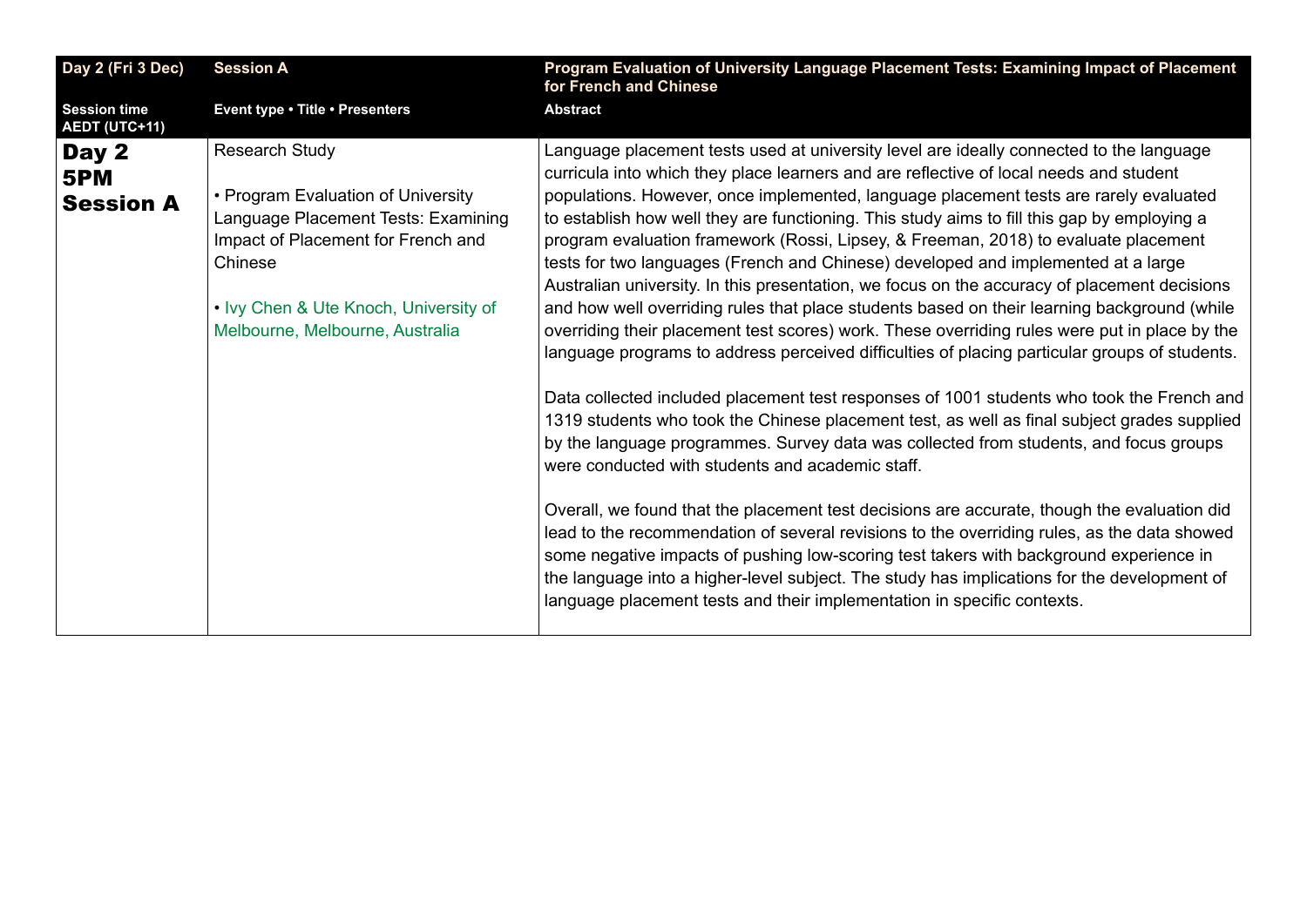| Day 2 (Fri 3 Dec) | Session A | Program Evaluation of University Language Placement Tests: Examining Impact of Placement for French and Chinese |
|---|---|---|
| **Session time AEDT (UTC+11)** | **Event type • Title • Presenters** | **Abstract** |
| **Day 2 5PM Session A** | Research Study<br><br>• Program Evaluation of University Language Placement Tests: Examining Impact of Placement for French and Chinese<br><br>• Ivy Chen & Ute Knoch, University of Melbourne, Melbourne, Australia | Language placement tests used at university level are ideally connected to the language curricula into which they place learners and are reflective of local needs and student populations. However, once implemented, language placement tests are rarely evaluated to establish how well they are functioning. This study aims to fill this gap by employing a program evaluation framework (Rossi, Lipsey, & Freeman, 2018) to evaluate placement tests for two languages (French and Chinese) developed and implemented at a large Australian university. In this presentation, we focus on the accuracy of placement decisions and how well overriding rules that place students based on their learning background (while overriding their placement test scores) work. These overriding rules were put in place by the language programs to address perceived difficulties of placing particular groups of students.<br><br>Data collected included placement test responses of 1001 students who took the French and 1319 students who took the Chinese placement test, as well as final subject grades supplied by the language programmes. Survey data was collected from students, and focus groups were conducted with students and academic staff.<br><br>Overall, we found that the placement test decisions are accurate, though the evaluation did lead to the recommendation of several revisions to the overriding rules, as the data showed some negative impacts of pushing low-scoring test takers with background experience in the language into a higher-level subject. The study has implications for the development of language placement tests and their implementation in specific contexts. |